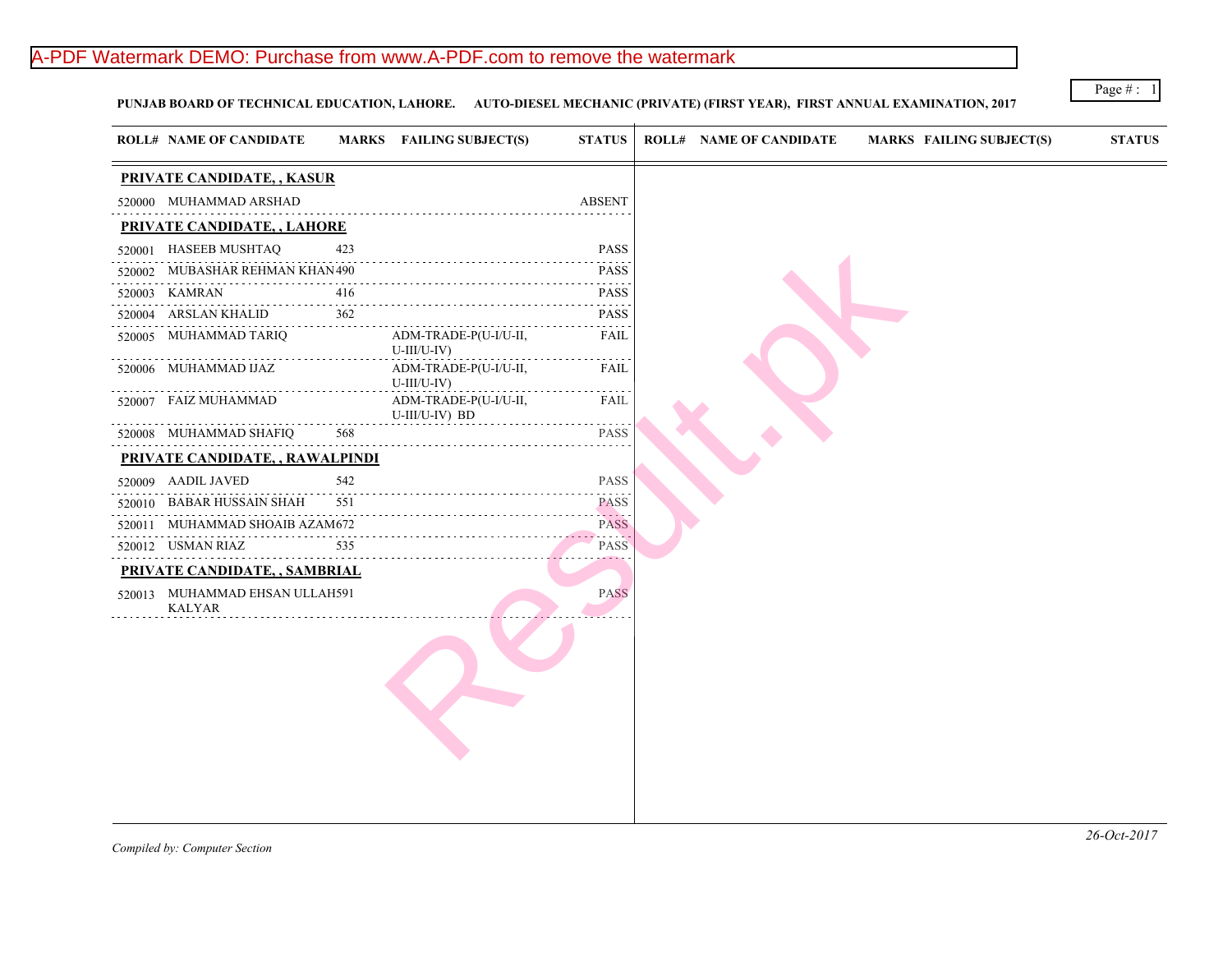**PUNJAB BOARD OF TECHNICAL EDUCATION, LAHORE. AUTO-DIESEL MECHANIC (PRIVATE) (FIRST YEAR), FIRST ANNUAL EXAMINATION, 2017**

| ROLL# | NAME OF CANDIDATE | MARKS | FAILING SUBJECT(S) | STATUS |
|---|---|---|---|---|
| **PRIVATE CANDIDATE, , KASUR** | | | | |
| 520000 | MUHAMMAD ARSHAD | | | ABSENT |
| **PRIVATE CANDIDATE, , LAHORE** | | | | |
| 520001 | HASEEB MUSHTAQ | 423 | | PASS |
| 520002 | MUBASHAR REHMAN KHAN | 490 | | PASS |
| 520003 | KAMRAN | 416 | | PASS |
| 520004 | ARSLAN KHALID | 362 | | PASS |
| 520005 | MUHAMMAD TARIQ | | ADM-TRADE-P(U-I/U-II, U-III/U-IV) | FAIL |
| 520006 | MUHAMMAD IJAZ | | ADM-TRADE-P(U-I/U-II, U-III/U-IV) | FAIL |
| 520007 | FAIZ MUHAMMAD | | ADM-TRADE-P(U-I/U-II, U-III/U-IV) BD | FAIL |
| 520008 | MUHAMMAD SHAFIQ | 568 | | PASS |
| **PRIVATE CANDIDATE, , RAWALPINDI** | | | | |
| 520009 | AADIL JAVED | 542 | | PASS |
| 520010 | BABAR HUSSAIN SHAH | 551 | | PASS |
| 520011 | MUHAMMAD SHOAIB AZAM | 672 | | PASS |
| 520012 | USMAN RIAZ | 535 | | PASS |
| **PRIVATE CANDIDATE, , SAMBRIAL** | | | | |
| 520013 | MUHAMMAD EHSAN ULLAH KALYAR | 591 | | PASS |

*Compiled by: Computer Section*

*26-Oct-2017*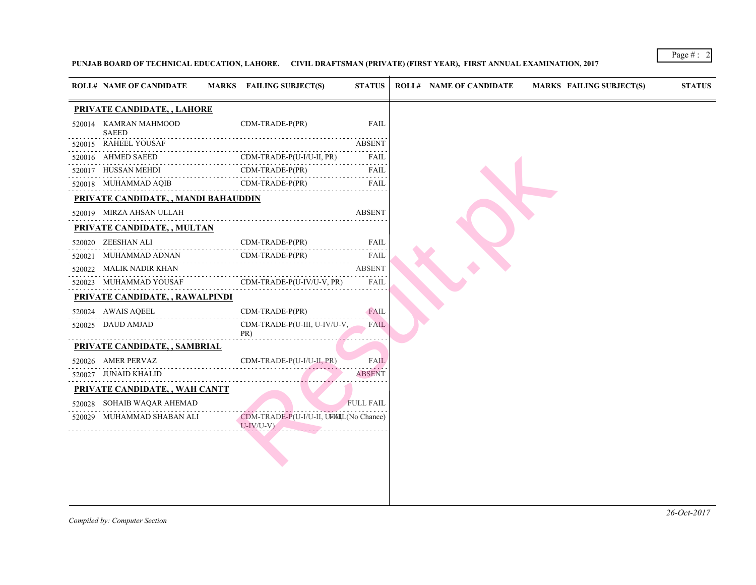**PUNJAB BOARD OF TECHNICAL EDUCATION, LAHORE.     CIVIL DRAFTSMAN (PRIVATE) (FIRST YEAR), FIRST ANNUAL EXAMINATION, 2017**

| ROLL# | NAME OF CANDIDATE | MARKS | FAILING SUBJECT(S) | STATUS |
|---|---|---|---|---|
| **PRIVATE CANDIDATE, , LAHORE** | | | | |
| 520014 | KAMRAN MAHMOOD SAEED | | CDM-TRADE-P(PR) | FAIL |
| 520015 | RAHEEL YOUSAF | | | ABSENT |
| 520016 | AHMED SAEED | | CDM-TRADE-P(U-I/U-II, PR) | FAIL |
| 520017 | HUSSAN MEHDI | | CDM-TRADE-P(PR) | FAIL |
| 520018 | MUHAMMAD AQIB | | CDM-TRADE-P(PR) | FAIL |
| **PRIVATE CANDIDATE, , MANDI BAHAUDDIN** | | | | |
| 520019 | MIRZA AHSAN ULLAH | | | ABSENT |
| **PRIVATE CANDIDATE, , MULTAN** | | | | |
| 520020 | ZEESHAN ALI | | CDM-TRADE-P(PR) | FAIL |
| 520021 | MUHAMMAD ADNAN | | CDM-TRADE-P(PR) | FAIL |
| 520022 | MALIK NADIR KHAN | | | ABSENT |
| 520023 | MUHAMMAD YOUSAF | | CDM-TRADE-P(U-IV/U-V, PR) | FAIL |
| **PRIVATE CANDIDATE, , RAWALPINDI** | | | | |
| 520024 | AWAIS AQEEL | | CDM-TRADE-P(PR) | FAIL |
| 520025 | DAUD AMJAD | | CDM-TRADE-P(U-III, U-IV/U-V, PR) | FAIL |
| **PRIVATE CANDIDATE, , SAMBRIAL** | | | | |
| 520026 | AMER PERVAZ | | CDM-TRADE-P(U-I/U-II, PR) | FAIL |
| 520027 | JUNAID KHALID | | | ABSENT |
| **PRIVATE CANDIDATE, , WAH CANTT** | | | | |
| 520028 | SOHAIB WAQAR AHEMAD | | | FULL FAIL |
| 520029 | MUHAMMAD SHABAN ALI | | CDM-TRADE-P(U-I/U-II, U-III, U-IV/U-V) | FAIL(No Chance) |

26-Oct-2017

*Compiled by: Computer Section*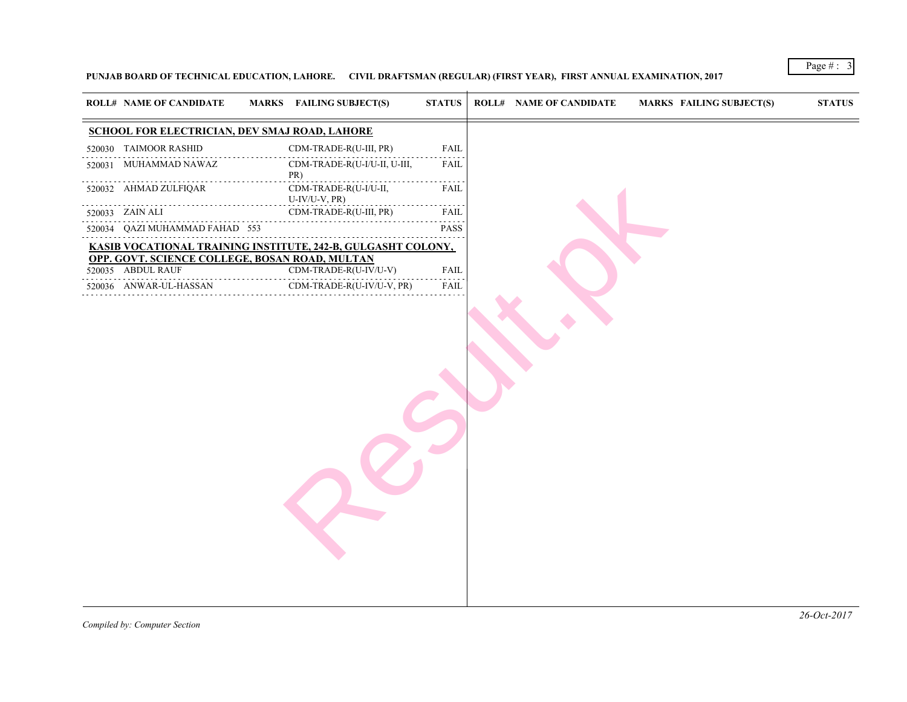**PUNJAB BOARD OF TECHNICAL EDUCATION, LAHORE. CIVIL DRAFTSMAN (REGULAR) (FIRST YEAR), FIRST ANNUAL EXAMINATION, 2017**

| ROLL# | NAME OF CANDIDATE | MARKS | FAILING SUBJECT(S) | STATUS |
|---|---|---|---|---|
| **SCHOOL FOR ELECTRICIAN, DEV SMAJ ROAD, LAHORE** | | | | |
| 520030 | TAIMOOR RASHID | | CDM-TRADE-R(U-III, PR) | FAIL |
| 520031 | MUHAMMAD NAWAZ | | CDM-TRADE-R(U-I/U-II, U-III, PR) | FAIL |
| 520032 | AHMAD ZULFIQAR | | CDM-TRADE-R(U-I/U-II, U-IV/U-V, PR) | FAIL |
| 520033 | ZAIN ALI | | CDM-TRADE-R(U-III, PR) | FAIL |
| 520034 | QAZI MUHAMMAD FAHAD | 553 | | PASS |
| **KASIB VOCATIONAL TRAINING INSTITUTE, 242-B, GULGASHT COLONY, OPP. GOVT. SCIENCE COLLEGE, BOSAN ROAD, MULTAN** | | | | |
| 520035 | ABDUL RAUF | | CDM-TRADE-R(U-IV/U-V) | FAIL |
| 520036 | ANWAR-UL-HASSAN | | CDM-TRADE-R(U-IV/U-V, PR) | FAIL |

*Compiled by: Computer Section*

*26-Oct-2017*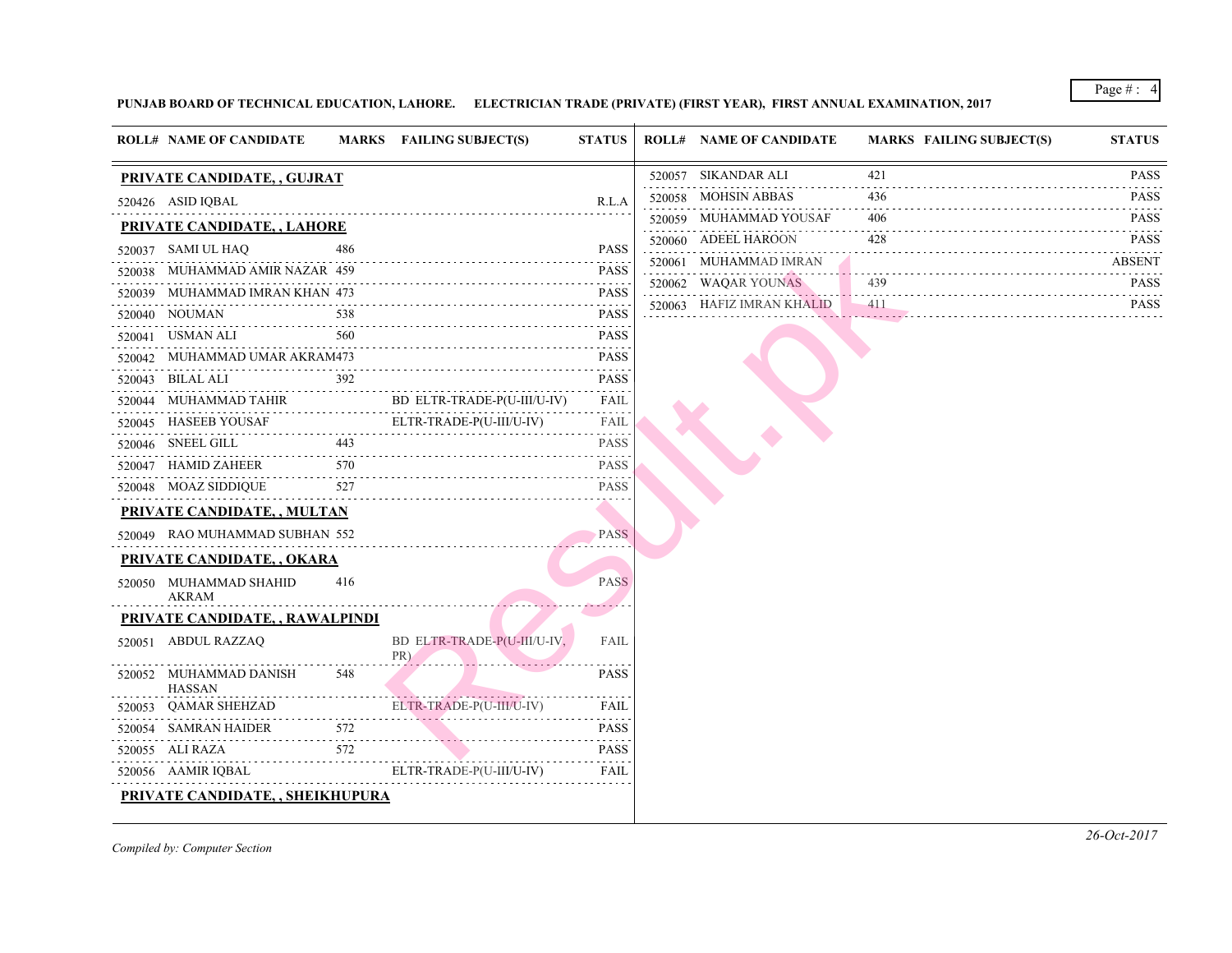**PUNJAB BOARD OF TECHNICAL EDUCATION, LAHORE. ELECTRICIAN TRADE (PRIVATE) (FIRST YEAR), FIRST ANNUAL EXAMINATION, 2017**

| ROLL# | NAME OF CANDIDATE | MARKS | FAILING SUBJECT(S) | STATUS |
|---|---|---|---|---|
| **PRIVATE CANDIDATE, , GUJRAT** | | | | |
| 520426 | ASID IQBAL | | | R.L.A |
| **PRIVATE CANDIDATE, , LAHORE** | | | | |
| 520037 | SAMI UL HAQ | 486 | | PASS |
| 520038 | MUHAMMAD AMIR NAZAR | 459 | | PASS |
| 520039 | MUHAMMAD IMRAN KHAN | 473 | | PASS |
| 520040 | NOUMAN | 538 | | PASS |
| 520041 | USMAN ALI | 560 | | PASS |
| 520042 | MUHAMMAD UMAR AKRAM | 473 | | PASS |
| 520043 | BILAL ALI | 392 | | PASS |
| 520044 | MUHAMMAD TAHIR | | BD ELTR-TRADE-P(U-III/U-IV) | FAIL |
| 520045 | HASEEB YOUSAF | | ELTR-TRADE-P(U-III/U-IV) | FAIL |
| 520046 | SNEEL GILL | 443 | | PASS |
| 520047 | HAMID ZAHEER | 570 | | PASS |
| 520048 | MOAZ SIDDIQUE | 527 | | PASS |
| **PRIVATE CANDIDATE, , MULTAN** | | | | |
| 520049 | RAO MUHAMMAD SUBHAN | 552 | | PASS |
| **PRIVATE CANDIDATE, , OKARA** | | | | |
| 520050 | MUHAMMAD SHAHID AKRAM | 416 | | PASS |
| **PRIVATE CANDIDATE, , RAWALPINDI** | | | | |
| 520051 | ABDUL RAZZAQ | | BD ELTR-TRADE-P(U-III/U-IV, PR) | FAIL |
| 520052 | MUHAMMAD DANISH HASSAN | 548 | | PASS |
| 520053 | QAMAR SHEHZAD | | ELTR-TRADE-P(U-III/U-IV) | FAIL |
| 520054 | SAMRAN HAIDER | 572 | | PASS |
| 520055 | ALI RAZA | 572 | | PASS |
| 520056 | AAMIR IQBAL | | ELTR-TRADE-P(U-III/U-IV) | FAIL |
| **PRIVATE CANDIDATE, , SHEIKHUPURA** | | | | |
| 520057 | SIKANDAR ALI | 421 | | PASS |
| 520058 | MOHSIN ABBAS | 436 | | PASS |
| 520059 | MUHAMMAD YOUSAF | 406 | | PASS |
| 520060 | ADEEL HAROON | 428 | | PASS |
| 520061 | MUHAMMAD IMRAN | | | ABSENT |
| 520062 | WAQAR YOUNAS | 439 | | PASS |
| 520063 | HAFIZ IMRAN KHALID | 411 | | PASS |

*Compiled by: Computer Section*

*26-Oct-2017*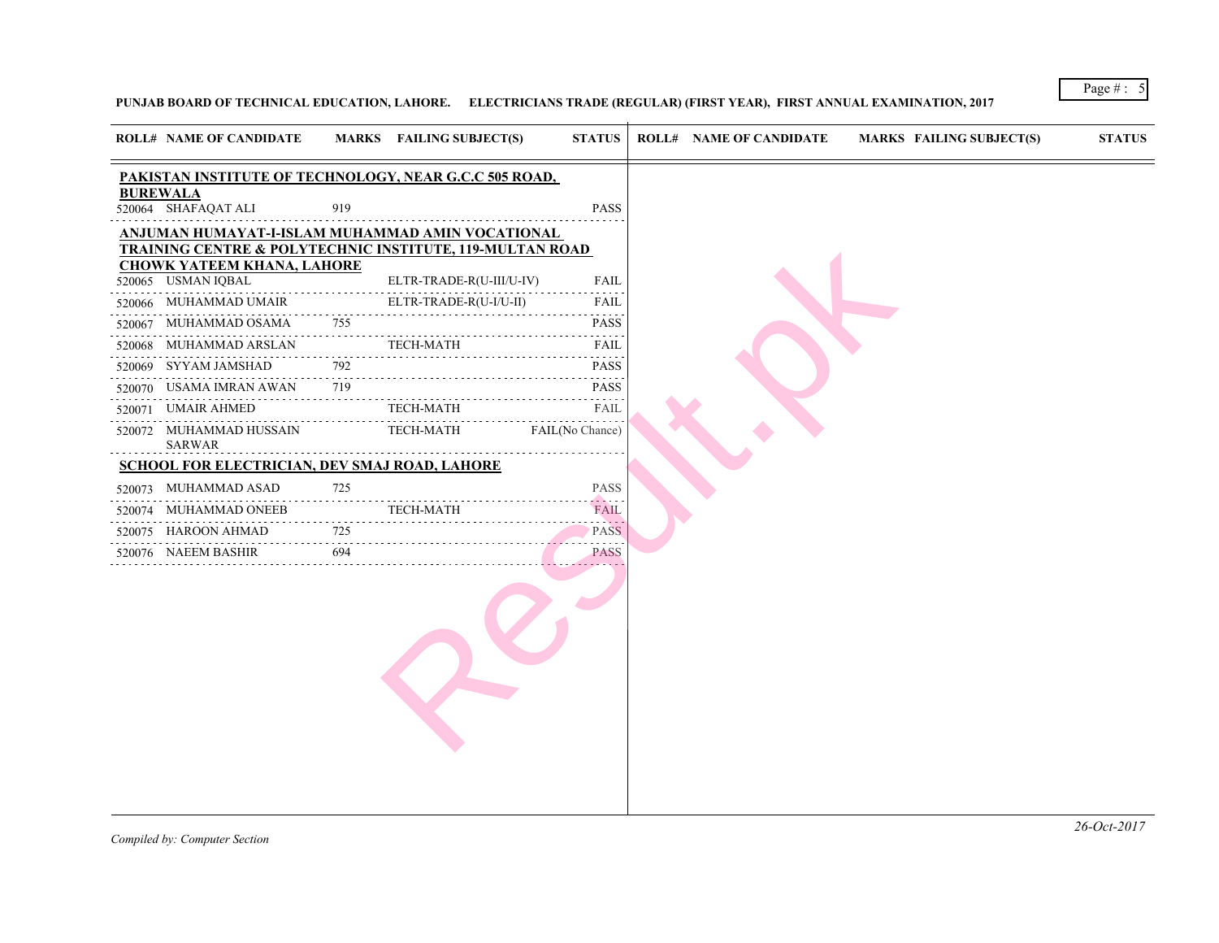**PUNJAB BOARD OF TECHNICAL EDUCATION, LAHORE. ELECTRICIANS TRADE (REGULAR) (FIRST YEAR), FIRST ANNUAL EXAMINATION, 2017**

| ROLL# | NAME OF CANDIDATE | MARKS | FAILING SUBJECT(S) | STATUS |
|---|---|---|---|---|
| **PAKISTAN INSTITUTE OF TECHNOLOGY, NEAR G.C.C 505 ROAD, BUREWALA** | | | | |
| 520064 | SHAFAQAT ALI | 919 | | PASS |
| **ANJUMAN HUMAYAT-I-ISLAM MUHAMMAD AMIN VOCATIONAL TRAINING CENTRE & POLYTECHNIC INSTITUTE, 119-MULTAN ROAD CHOWK YATEEM KHANA, LAHORE** | | | | |
| 520065 | USMAN IQBAL | | ELTR-TRADE-R(U-III/U-IV) | FAIL |
| 520066 | MUHAMMAD UMAIR | | ELTR-TRADE-R(U-I/U-II) | FAIL |
| 520067 | MUHAMMAD OSAMA | 755 | | PASS |
| 520068 | MUHAMMAD ARSLAN | | TECH-MATH | FAIL |
| 520069 | SYYAM JAMSHAD | 792 | | PASS |
| 520070 | USAMA IMRAN AWAN | 719 | | PASS |
| 520071 | UMAIR AHMED | | TECH-MATH | FAIL |
| 520072 | MUHAMMAD HUSSAIN SARWAR | | TECH-MATH | FAIL(No Chance) |
| **SCHOOL FOR ELECTRICIAN, DEV SMAJ ROAD, LAHORE** | | | | |
| 520073 | MUHAMMAD ASAD | 725 | | PASS |
| 520074 | MUHAMMAD ONEEB | | TECH-MATH | FAIL |
| 520075 | HAROON AHMAD | 725 | | PASS |
| 520076 | NAEEM BASHIR | 694 | | PASS |

*Compiled by: Computer Section*

*26-Oct-2017*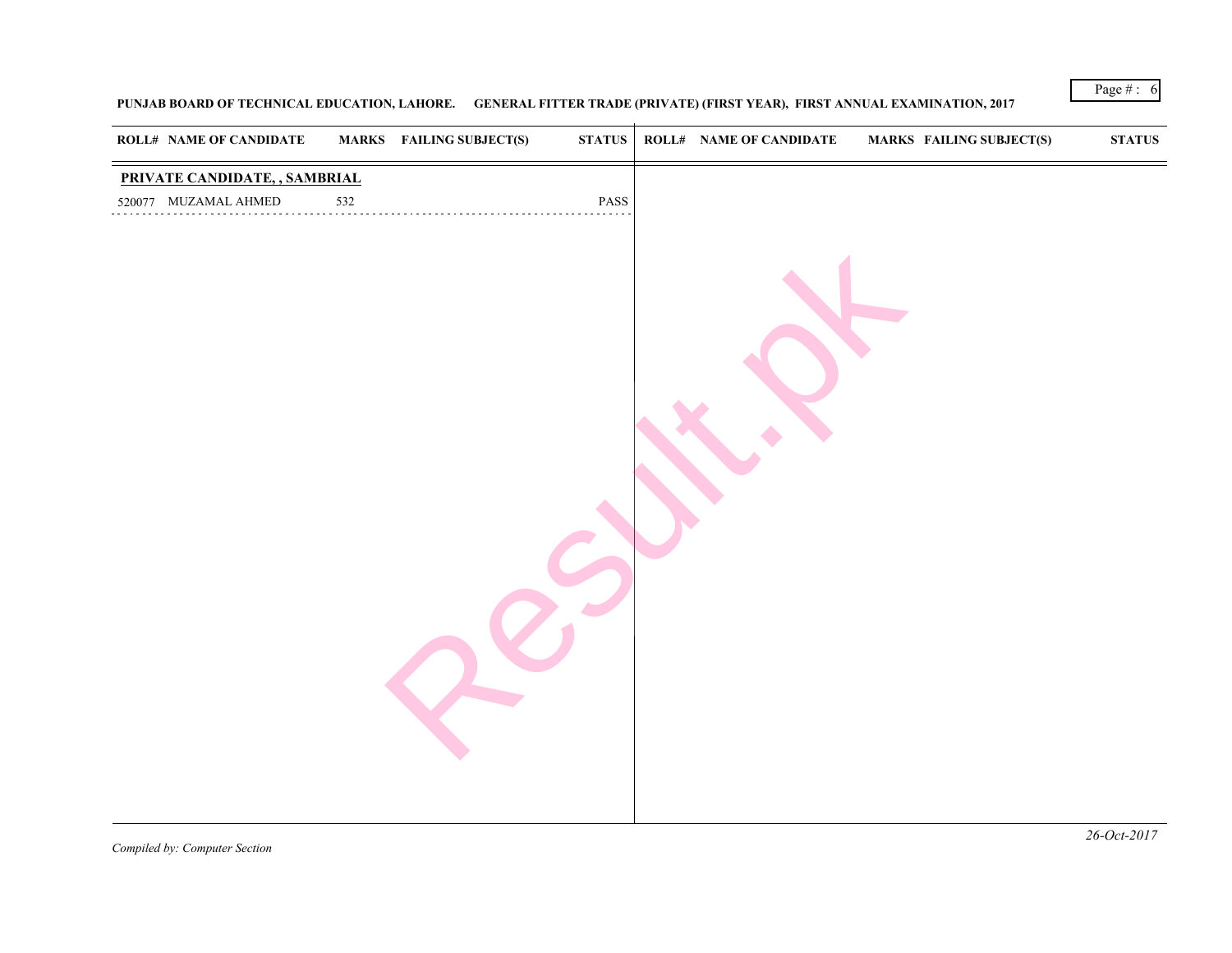**PUNJAB BOARD OF TECHNICAL EDUCATION, LAHORE.     GENERAL FITTER TRADE (PRIVATE) (FIRST YEAR), FIRST ANNUAL EXAMINATION, 2017**

| ROLL# | NAME OF CANDIDATE | MARKS | FAILING SUBJECT(S) | STATUS |
|---|---|---|---|---|
| **PRIVATE CANDIDATE, , SAMBRIAL** | | | | |
| 520077 | MUZAMAL AHMED | 532 | | PASS |

*Compiled by: Computer Section*

*26-Oct-2017*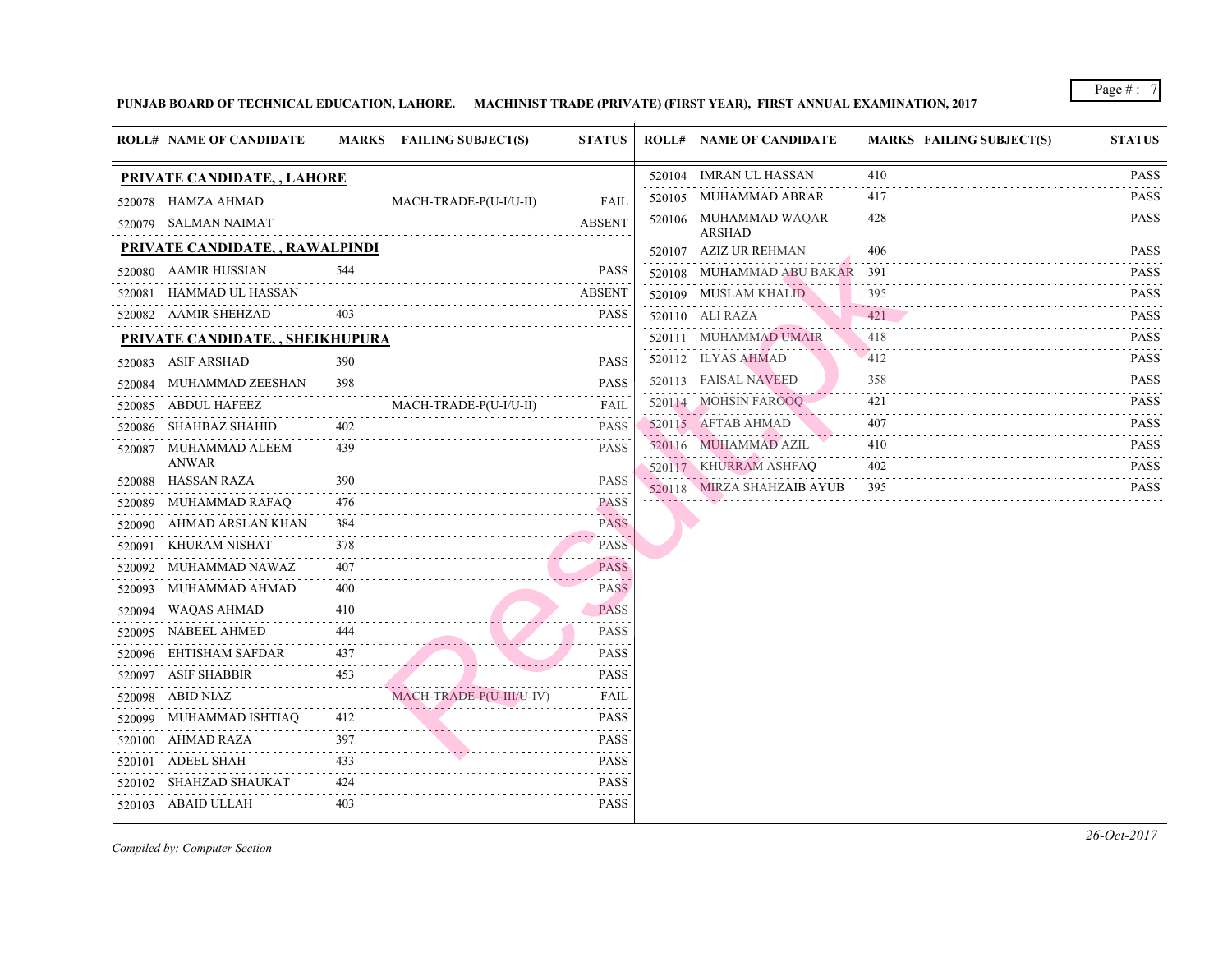**PUNJAB BOARD OF TECHNICAL EDUCATION, LAHORE. MACHINIST TRADE (PRIVATE) (FIRST YEAR), FIRST ANNUAL EXAMINATION, 2017**

| ROLL# | NAME OF CANDIDATE | MARKS | FAILING SUBJECT(S) | STATUS |
|---|---|---|---|---|
| **PRIVATE CANDIDATE, , LAHORE** | | | | |
| 520078 | HAMZA AHMAD | | MACH-TRADE-P(U-I/U-II) | FAIL |
| 520079 | SALMAN NAIMAT | | | ABSENT |
| **PRIVATE CANDIDATE, , RAWALPINDI** | | | | |
| 520080 | AAMIR HUSSIAN | 544 | | PASS |
| 520081 | HAMMAD UL HASSAN | | | ABSENT |
| 520082 | AAMIR SHEHZAD | 403 | | PASS |
| **PRIVATE CANDIDATE, , SHEIKHUPURA** | | | | |
| 520083 | ASIF ARSHAD | 390 | | PASS |
| 520084 | MUHAMMAD ZEESHAN | 398 | | PASS |
| 520085 | ABDUL HAFEEZ | | MACH-TRADE-P(U-I/U-II) | FAIL |
| 520086 | SHAHBAZ SHAHID | 402 | | PASS |
| 520087 | MUHAMMAD ALEEM ANWAR | 439 | | PASS |
| 520088 | HASSAN RAZA | 390 | | PASS |
| 520089 | MUHAMMAD RAFAQ | 476 | | PASS |
| 520090 | AHMAD ARSLAN KHAN | 384 | | PASS |
| 520091 | KHURAM NISHAT | 378 | | PASS |
| 520092 | MUHAMMAD NAWAZ | 407 | | PASS |
| 520093 | MUHAMMAD AHMAD | 400 | | PASS |
| 520094 | WAQAS AHMAD | 410 | | PASS |
| 520095 | NABEEL AHMED | 444 | | PASS |
| 520096 | EHTISHAM SAFDAR | 437 | | PASS |
| 520097 | ASIF SHABBIR | 453 | | PASS |
| 520098 | ABID NIAZ | | MACH-TRADE-P(U-III/U-IV) | FAIL |
| 520099 | MUHAMMAD ISHTIAQ | 412 | | PASS |
| 520100 | AHMAD RAZA | 397 | | PASS |
| 520101 | ADEEL SHAH | 433 | | PASS |
| 520102 | SHAHZAD SHAUKAT | 424 | | PASS |
| 520103 | ABAID ULLAH | 403 | | PASS |
| 520104 | IMRAN UL HASSAN | 410 | | PASS |
| 520105 | MUHAMMAD ABRAR | 417 | | PASS |
| 520106 | MUHAMMAD WAQAR ARSHAD | 428 | | PASS |
| 520107 | AZIZ UR REHMAN | 406 | | PASS |
| 520108 | MUHAMMAD ABU BAKAR | 391 | | PASS |
| 520109 | MUSLAM KHALID | 395 | | PASS |
| 520110 | ALI RAZA | 421 | | PASS |
| 520111 | MUHAMMAD UMAIR | 418 | | PASS |
| 520112 | ILYAS AHMAD | 412 | | PASS |
| 520113 | FAISAL NAVEED | 358 | | PASS |
| 520114 | MOHSIN FAROOQ | 421 | | PASS |
| 520115 | AFTAB AHMAD | 407 | | PASS |
| 520116 | MUHAMMAD AZIL | 410 | | PASS |
| 520117 | KHURRAM ASHFAQ | 402 | | PASS |
| 520118 | MIRZA SHAHZAIB AYUB | 395 | | PASS |

*Compiled by: Computer Section*

*26-Oct-2017*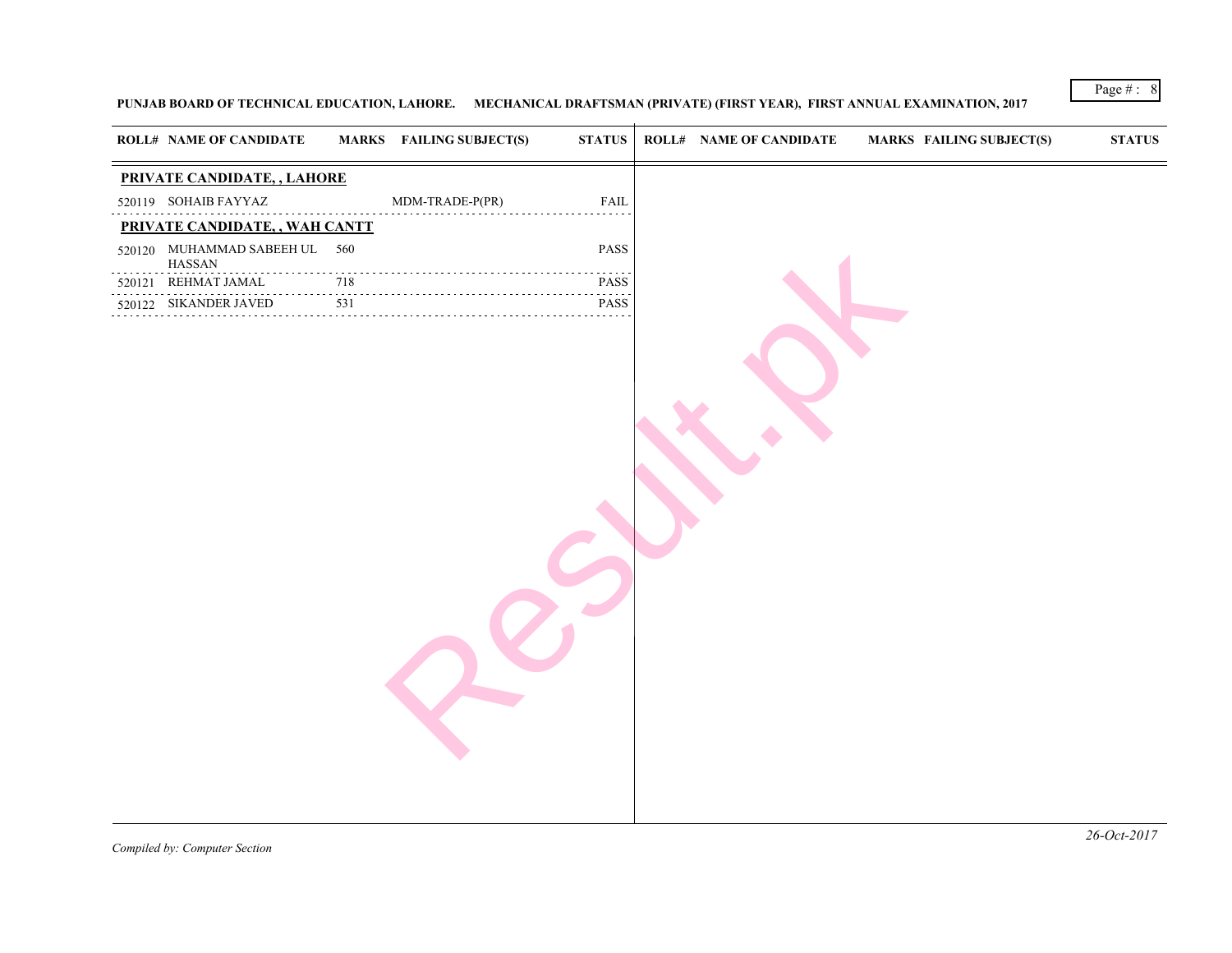**PUNJAB BOARD OF TECHNICAL EDUCATION, LAHORE. MECHANICAL DRAFTSMAN (PRIVATE) (FIRST YEAR), FIRST ANNUAL EXAMINATION, 2017**

| ROLL# | NAME OF CANDIDATE | MARKS | FAILING SUBJECT(S) | STATUS |
|---|---|---|---|---|
| **PRIVATE CANDIDATE, , LAHORE** | | | | |
| 520119 | SOHAIB FAYYAZ | | MDM-TRADE-P(PR) | FAIL |
| **PRIVATE CANDIDATE, , WAH CANTT** | | | | |
| 520120 | MUHAMMAD SABEEH UL HASSAN | 560 | | PASS |
| 520121 | REHMAT JAMAL | 718 | | PASS |
| 520122 | SIKANDER JAVED | 531 | | PASS |

*Compiled by: Computer Section*

*26-Oct-2017*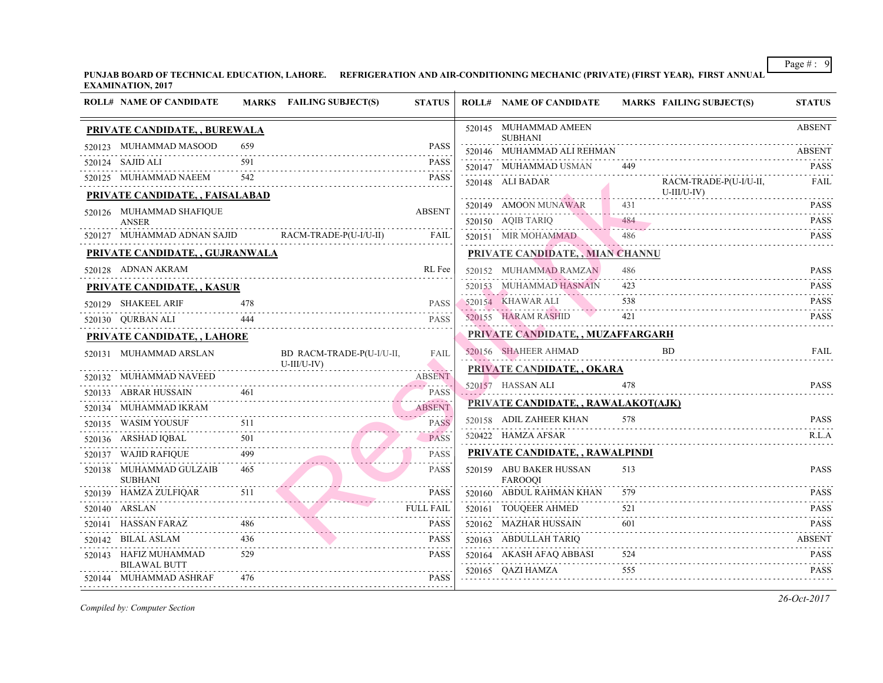**PUNJAB BOARD OF TECHNICAL EDUCATION, LAHORE. REFRIGERATION AND AIR-CONDITIONING MECHANIC (PRIVATE) (FIRST YEAR), FIRST ANNUAL EXAMINATION, 2017**

| ROLL# | NAME OF CANDIDATE | MARKS | FAILING SUBJECT(S) | STATUS |
|---|---|---|---|---|
| **PRIVATE CANDIDATE, , BUREWALA** | | | | |
| 520123 | MUHAMMAD MASOOD | 659 | | PASS |
| 520124 | SAJID ALI | 591 | | PASS |
| 520125 | MUHAMMAD NAEEM | 542 | | PASS |
| **PRIVATE CANDIDATE, , FAISALABAD** | | | | |
| 520126 | MUHAMMAD SHAFIQUE ANSER | | | ABSENT |
| 520127 | MUHAMMAD ADNAN SAJID | | RACM-TRADE-P(U-I/U-II) | FAIL |
| **PRIVATE CANDIDATE, , GUJRANWALA** | | | | |
| 520128 | ADNAN AKRAM | | | RL Fee |
| **PRIVATE CANDIDATE, , KASUR** | | | | |
| 520129 | SHAKEEL ARIF | 478 | | PASS |
| 520130 | QURBAN ALI | 444 | | PASS |
| **PRIVATE CANDIDATE, , LAHORE** | | | | |
| 520131 | MUHAMMAD ARSLAN | | BD RACM-TRADE-P(U-I/U-II, U-III/U-IV) | FAIL |
| 520132 | MUHAMMAD NAVEED | | | ABSENT |
| 520133 | ABRAR HUSSAIN | 461 | | PASS |
| 520134 | MUHAMMAD IKRAM | | | ABSENT |
| 520135 | WASIM YOUSUF | 511 | | PASS |
| 520136 | ARSHAD IQBAL | 501 | | PASS |
| 520137 | WAJID RAFIQUE | 499 | | PASS |
| 520138 | MUHAMMAD GULZAIB SUBHANI | 465 | | PASS |
| 520139 | HAMZA ZULFIQAR | 511 | | PASS |
| 520140 | ARSLAN | | | FULL FAIL |
| 520141 | HASSAN FARAZ | 486 | | PASS |
| 520142 | BILAL ASLAM | 436 | | PASS |
| 520143 | HAFIZ MUHAMMAD BILAWAL BUTT | 529 | | PASS |
| 520144 | MUHAMMAD ASHRAF | 476 | | PASS |
| 520145 | MUHAMMAD AMEEN SUBHANI | | | ABSENT |
| 520146 | MUHAMMAD ALI REHMAN | | | ABSENT |
| 520147 | MUHAMMAD USMAN | 449 | | PASS |
| 520148 | ALI BADAR | | RACM-TRADE-P(U-I/U-II, U-III/U-IV) | FAIL |
| 520149 | AMOON MUNAWAR | 431 | | PASS |
| 520150 | AQIB TARIQ | 484 | | PASS |
| 520151 | MIR MOHAMMAD | 486 | | PASS |
| **PRIVATE CANDIDATE, , MIAN CHANNU** | | | | |
| 520152 | MUHAMMAD RAMZAN | 486 | | PASS |
| 520153 | MUHAMMAD HASNAIN | 423 | | PASS |
| 520154 | KHAWAR ALI | 538 | | PASS |
| 520155 | HARAM RASHID | 421 | | PASS |
| **PRIVATE CANDIDATE, , MUZAFFARGARH** | | | | |
| 520156 | SHAHEER AHMAD | | BD | FAIL |
| **PRIVATE CANDIDATE, , OKARA** | | | | |
| 520157 | HASSAN ALI | 478 | | PASS |
| **PRIVATE CANDIDATE, , RAWALAKOT(AJK)** | | | | |
| 520158 | ADIL ZAHEER KHAN | 578 | | PASS |
| 520422 | HAMZA AFSAR | | | R.L.A |
| **PRIVATE CANDIDATE, , RAWALPINDI** | | | | |
| 520159 | ABU BAKER HUSSAN FAROOQI | 513 | | PASS |
| 520160 | ABDUL RAHMAN KHAN | 579 | | PASS |
| 520161 | TOUQEER AHMED | 521 | | PASS |
| 520162 | MAZHAR HUSSAIN | 601 | | PASS |
| 520163 | ABDULLAH TARIQ | | | ABSENT |
| 520164 | AKASH AFAQ ABBASI | 524 | | PASS |
| 520165 | QAZI HAMZA | 555 | | PASS |

*Compiled by: Computer Section*

*26-Oct-2017*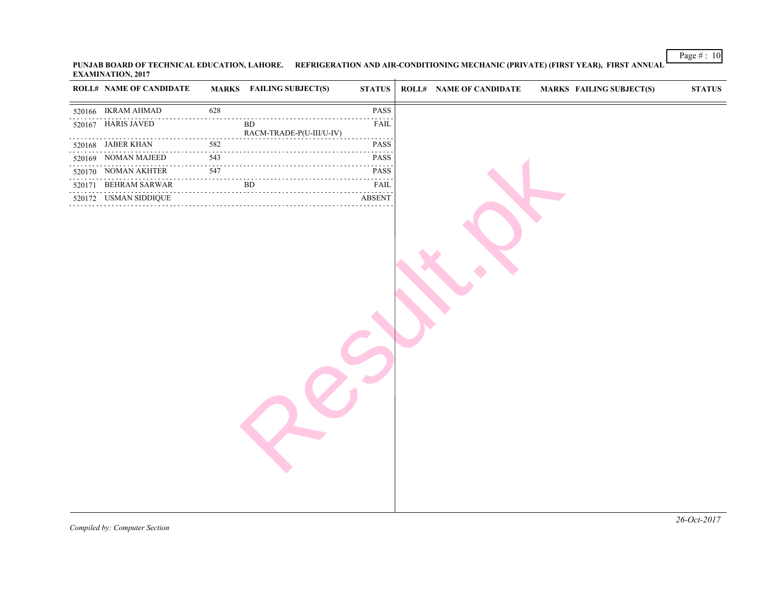**PUNJAB BOARD OF TECHNICAL EDUCATION, LAHORE. REFRIGERATION AND AIR-CONDITIONING MECHANIC (PRIVATE) (FIRST YEAR), FIRST ANNUAL EXAMINATION, 2017**

| ROLL# | NAME OF CANDIDATE | MARKS | FAILING SUBJECT(S) | STATUS |
|---|---|---|---|---|
| 520166 | IKRAM AHMAD | 628 | | PASS |
| 520167 | HARIS JAVED | | BD RACM-TRADE-P(U-III/U-IV) | FAIL |
| 520168 | JABER KHAN | 582 | | PASS |
| 520169 | NOMAN MAJEED | 543 | | PASS |
| 520170 | NOMAN AKHTER | 547 | | PASS |
| 520171 | BEHRAM SARWAR | | BD | FAIL |
| 520172 | USMAN SIDDIQUE | | | ABSENT |

*Compiled by: Computer Section*

*26-Oct-2017*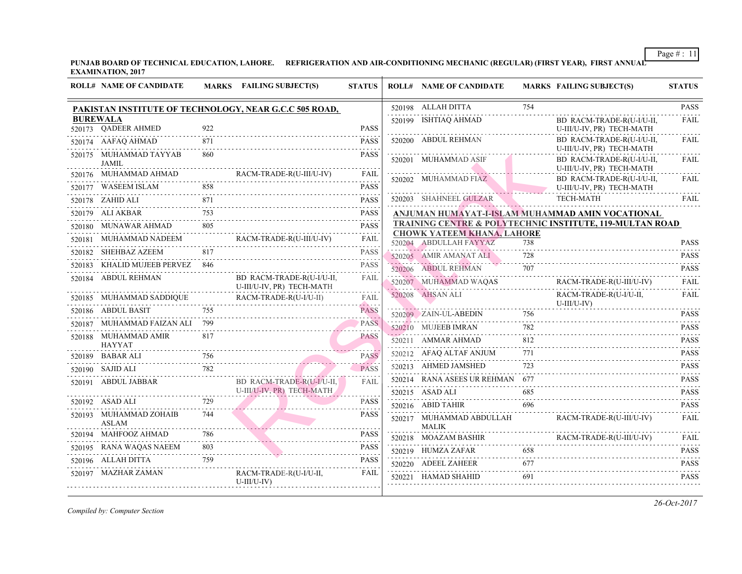**PUNJAB BOARD OF TECHNICAL EDUCATION, LAHORE. REFRIGERATION AND AIR-CONDITIONING MECHANIC (REGULAR) (FIRST YEAR), FIRST ANNUAL EXAMINATION, 2017**

## PAKISTAN INSTITUTE OF TECHNOLOGY, NEAR G.C.C 505 ROAD, BUREWALA

| ROLL# | NAME OF CANDIDATE | MARKS | FAILING SUBJECT(S) | STATUS |
|---|---|---|---|---|
| 520173 | QADEER AHMED | 922 | | PASS |
| 520174 | AAFAQ AHMAD | 871 | | PASS |
| 520175 | MUHAMMAD TAYYAB JAMIL | 860 | | PASS |
| 520176 | MUHAMMAD AHMAD | | RACM-TRADE-R(U-III/U-IV) | FAIL |
| 520177 | WASEEM ISLAM | 858 | | PASS |
| 520178 | ZAHID ALI | 871 | | PASS |
| 520179 | ALI AKBAR | 753 | | PASS |
| 520180 | MUNAWAR AHMAD | 805 | | PASS |
| 520181 | MUHAMMAD NADEEM | | RACM-TRADE-R(U-III/U-IV) | FAIL |
| 520182 | SHEHBAZ AZEEM | 817 | | PASS |
| 520183 | KHALID MUJEEB PERVEZ | 846 | | PASS |
| 520184 | ABDUL REHMAN | | BD RACM-TRADE-R(U-I/U-II, U-III/U-IV, PR) TECH-MATH | FAIL |
| 520185 | MUHAMMAD SADDIQUE | | RACM-TRADE-R(U-I/U-II) | FAIL |
| 520186 | ABDUL BASIT | 755 | | PASS |
| 520187 | MUHAMMAD FAIZAN ALI | 799 | | PASS |
| 520188 | MUHAMMAD AMIR HAYYAT | 817 | | PASS |
| 520189 | BABAR ALI | 756 | | PASS |
| 520190 | SAJID ALI | 782 | | PASS |
| 520191 | ABDUL JABBAR | | BD RACM-TRADE-R(U-I/U-II, U-III/U-IV, PR) TECH-MATH | FAIL |
| 520192 | ASAD ALI | 729 | | PASS |
| 520193 | MUHAMMAD ZOHAIB ASLAM | 744 | | PASS |
| 520194 | MAHFOOZ AHMAD | 786 | | PASS |
| 520195 | RANA WAQAS NAEEM | 803 | | PASS |
| 520196 | ALLAH DITTA | 759 | | PASS |
| 520197 | MAZHAR ZAMAN | | RACM-TRADE-R(U-I/U-II, U-III/U-IV) | FAIL |
| 520198 | ALLAH DITTA | 754 | | PASS |
| 520199 | ISHTIAQ AHMAD | | BD RACM-TRADE-R(U-I/U-II, U-III/U-IV, PR) TECH-MATH | FAIL |
| 520200 | ABDUL REHMAN | | BD RACM-TRADE-R(U-I/U-II, U-III/U-IV, PR) TECH-MATH | FAIL |
| 520201 | MUHAMMAD ASIF | | BD RACM-TRADE-R(U-I/U-II, U-III/U-IV, PR) TECH-MATH | FAIL |
| 520202 | MUHAMMAD FIAZ | | BD RACM-TRADE-R(U-I/U-II, U-III/U-IV, PR) TECH-MATH | FAIL |
| 520203 | SHAHNEEL GULZAR | | TECH-MATH | FAIL |

## ANJUMAN HUMAYAT-I-ISLAM MUHAMMAD AMIN VOCATIONAL TRAINING CENTRE & POLYTECHNIC INSTITUTE, 119-MULTAN ROAD CHOWK YATEEM KHANA, LAHORE

| ROLL# | NAME OF CANDIDATE | MARKS | FAILING SUBJECT(S) | STATUS |
|---|---|---|---|---|
| 520204 | ABDULLAH FAYYAZ | 738 | | PASS |
| 520205 | AMIR AMANAT ALI | 728 | | PASS |
| 520206 | ABDUL REHMAN | 707 | | PASS |
| 520207 | MUHAMMAD WAQAS | | RACM-TRADE-R(U-III/U-IV) | FAIL |
| 520208 | AHSAN ALI | | RACM-TRADE-R(U-I/U-II, U-III/U-IV) | FAIL |
| 520209 | ZAIN-UL-ABEDIN | 756 | | PASS |
| 520210 | MUJEEB IMRAN | 782 | | PASS |
| 520211 | AMMAR AHMAD | 812 | | PASS |
| 520212 | AFAQ ALTAF ANJUM | 771 | | PASS |
| 520213 | AHMED JAMSHED | 723 | | PASS |
| 520214 | RANA ASEES UR REHMAN | 677 | | PASS |
| 520215 | ASAD ALI | 685 | | PASS |
| 520216 | ABID TAHIR | 696 | | PASS |
| 520217 | MUHAMMAD ABDULLAH MALIK | | RACM-TRADE-R(U-III/U-IV) | FAIL |
| 520218 | MOAZAM BASHIR | | RACM-TRADE-R(U-III/U-IV) | FAIL |
| 520219 | HUMZA ZAFAR | 658 | | PASS |
| 520220 | ADEEL ZAHEER | 677 | | PASS |
| 520221 | HAMAD SHAHID | 691 | | PASS |

*Compiled by: Computer Section*

*26-Oct-2017*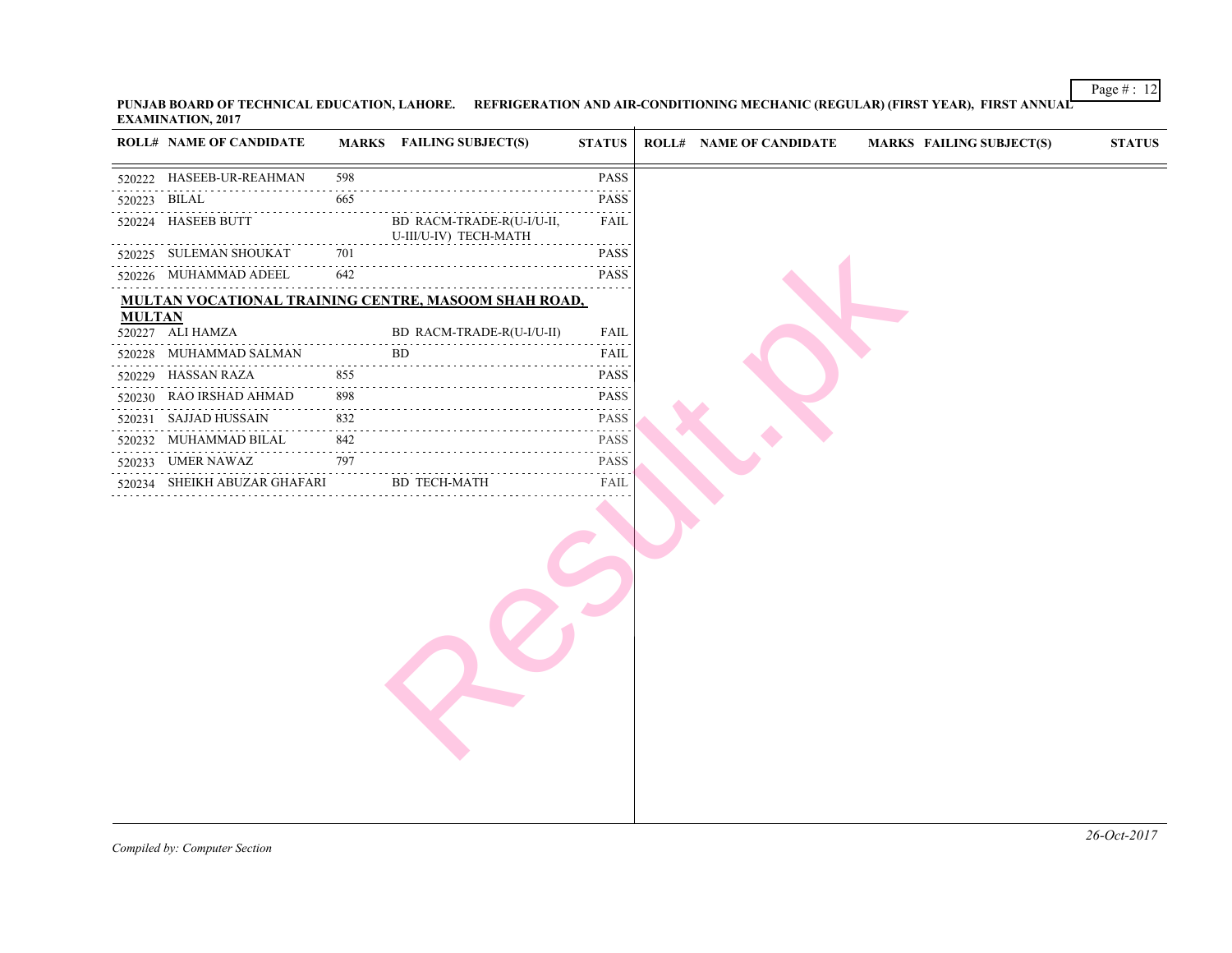**PUNJAB BOARD OF TECHNICAL EDUCATION, LAHORE. REFRIGERATION AND AIR-CONDITIONING MECHANIC (REGULAR) (FIRST YEAR), FIRST ANNUAL EXAMINATION, 2017**

| ROLL# | NAME OF CANDIDATE | MARKS | FAILING SUBJECT(S) | STATUS |
|---|---|---|---|---|
| 520222 | HASEEB-UR-REAHMAN | 598 | | PASS |
| 520223 | BILAL | 665 | | PASS |
| 520224 | HASEEB BUTT | | BD RACM-TRADE-R(U-I/U-II, U-III/U-IV) TECH-MATH | FAIL |
| 520225 | SULEMAN SHOUKAT | 701 | | PASS |
| 520226 | MUHAMMAD ADEEL | 642 | | PASS |
| **MULTAN VOCATIONAL TRAINING CENTRE, MASOOM SHAH ROAD, MULTAN** | | | | |
| 520227 | ALI HAMZA | | BD RACM-TRADE-R(U-I/U-II) | FAIL |
| 520228 | MUHAMMAD SALMAN | | BD | FAIL |
| 520229 | HASSAN RAZA | 855 | | PASS |
| 520230 | RAO IRSHAD AHMAD | 898 | | PASS |
| 520231 | SAJJAD HUSSAIN | 832 | | PASS |
| 520232 | MUHAMMAD BILAL | 842 | | PASS |
| 520233 | UMER NAWAZ | 797 | | PASS |
| 520234 | SHEIKH ABUZAR GHAFARI | | BD TECH-MATH | FAIL |

*Compiled by: Computer Section*

*26-Oct-2017*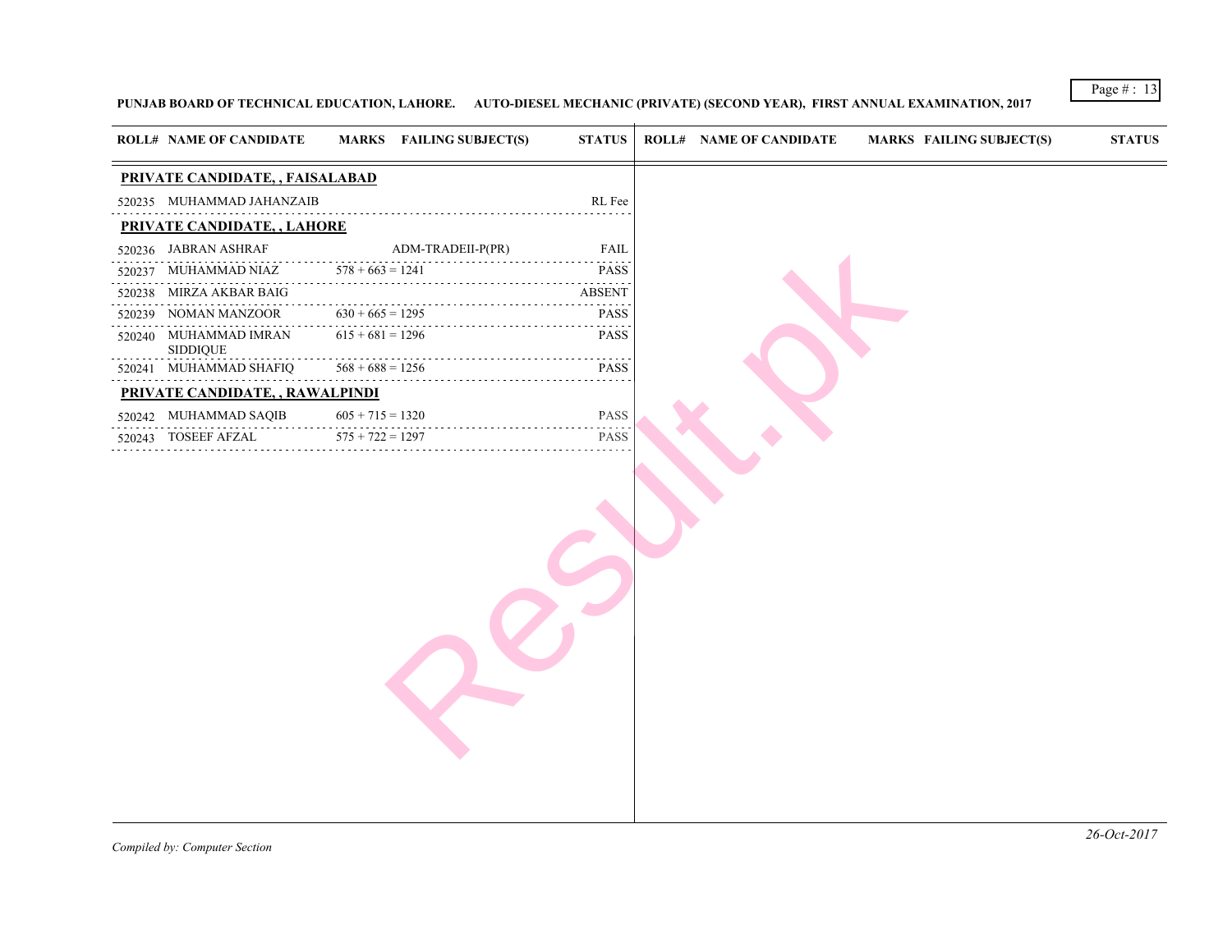**PUNJAB BOARD OF TECHNICAL EDUCATION, LAHORE. AUTO-DIESEL MECHANIC (PRIVATE) (SECOND YEAR), FIRST ANNUAL EXAMINATION, 2017**

| ROLL# | NAME OF CANDIDATE | MARKS | FAILING SUBJECT(S) | STATUS |
|---|---|---|---|---|
| **PRIVATE CANDIDATE, , FAISALABAD** | | | | |
| 520235 | MUHAMMAD JAHANZAIB | | | RL Fee |
| **PRIVATE CANDIDATE, , LAHORE** | | | | |
| 520236 | JABRAN ASHRAF | | ADM-TRADEII-P(PR) | FAIL |
| 520237 | MUHAMMAD NIAZ | 578 + 663 = 1241 | | PASS |
| 520238 | MIRZA AKBAR BAIG | | | ABSENT |
| 520239 | NOMAN MANZOOR | 630 + 665 = 1295 | | PASS |
| 520240 | MUHAMMAD IMRAN SIDDIQUE | 615 + 681 = 1296 | | PASS |
| 520241 | MUHAMMAD SHAFIQ | 568 + 688 = 1256 | | PASS |
| **PRIVATE CANDIDATE, , RAWALPINDI** | | | | |
| 520242 | MUHAMMAD SAQIB | 605 + 715 = 1320 | | PASS |
| 520243 | TOSEEF AFZAL | 575 + 722 = 1297 | | PASS |

*Compiled by: Computer Section*

*26-Oct-2017*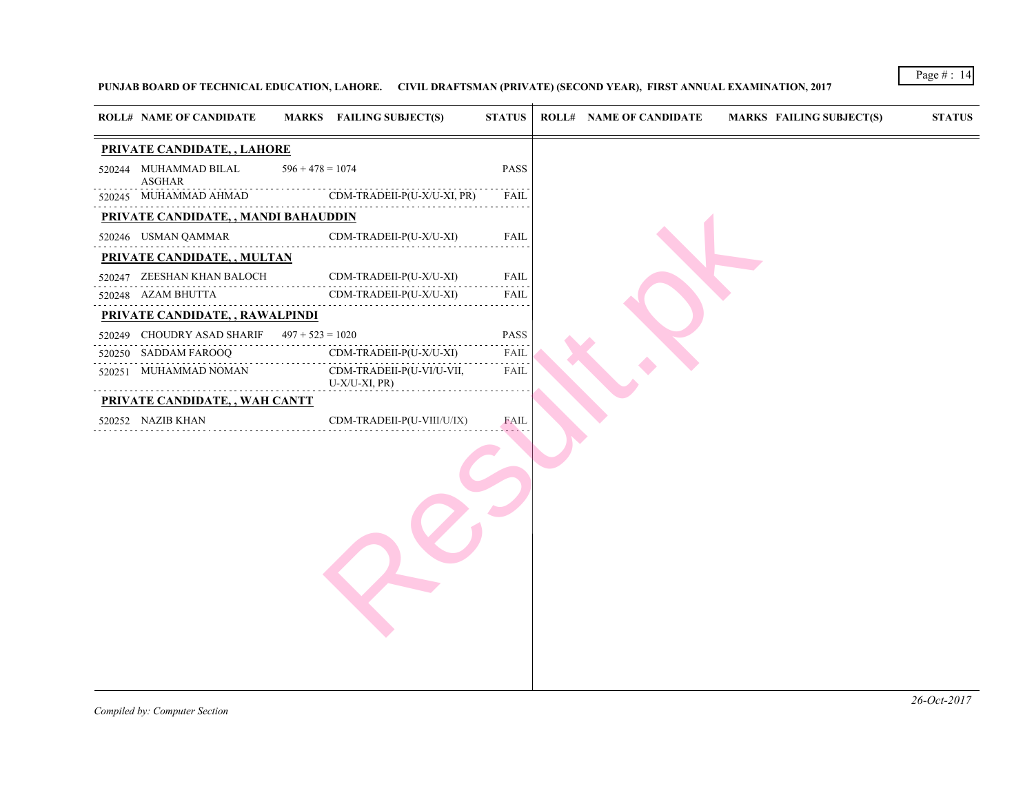**PUNJAB BOARD OF TECHNICAL EDUCATION, LAHORE. CIVIL DRAFTSMAN (PRIVATE) (SECOND YEAR), FIRST ANNUAL EXAMINATION, 2017**

| ROLL# | NAME OF CANDIDATE | MARKS | FAILING SUBJECT(S) | STATUS |
|---|---|---|---|---|
| **PRIVATE CANDIDATE, , LAHORE** | | | | |
| 520244 | MUHAMMAD BILAL ASGHAR | 596 + 478 = 1074 | | PASS |
| 520245 | MUHAMMAD AHMAD | | CDM-TRADEII-P(U-X/U-XI, PR) | FAIL |
| **PRIVATE CANDIDATE, , MANDI BAHAUDDIN** | | | | |
| 520246 | USMAN QAMMAR | | CDM-TRADEII-P(U-X/U-XI) | FAIL |
| **PRIVATE CANDIDATE, , MULTAN** | | | | |
| 520247 | ZEESHAN KHAN BALOCH | | CDM-TRADEII-P(U-X/U-XI) | FAIL |
| 520248 | AZAM BHUTTA | | CDM-TRADEII-P(U-X/U-XI) | FAIL |
| **PRIVATE CANDIDATE, , RAWALPINDI** | | | | |
| 520249 | CHOUDRY ASAD SHARIF | 497 + 523 = 1020 | | PASS |
| 520250 | SADDAM FAROOQ | | CDM-TRADEII-P(U-X/U-XI) | FAIL |
| 520251 | MUHAMMAD NOMAN | | CDM-TRADEII-P(U-VI/U-VII, U-X/U-XI, PR) | FAIL |
| **PRIVATE CANDIDATE, , WAH CANTT** | | | | |
| 520252 | NAZIB KHAN | | CDM-TRADEII-P(U-VIII/U/IX) | FAIL |

*Compiled by: Computer Section*

*26-Oct-2017*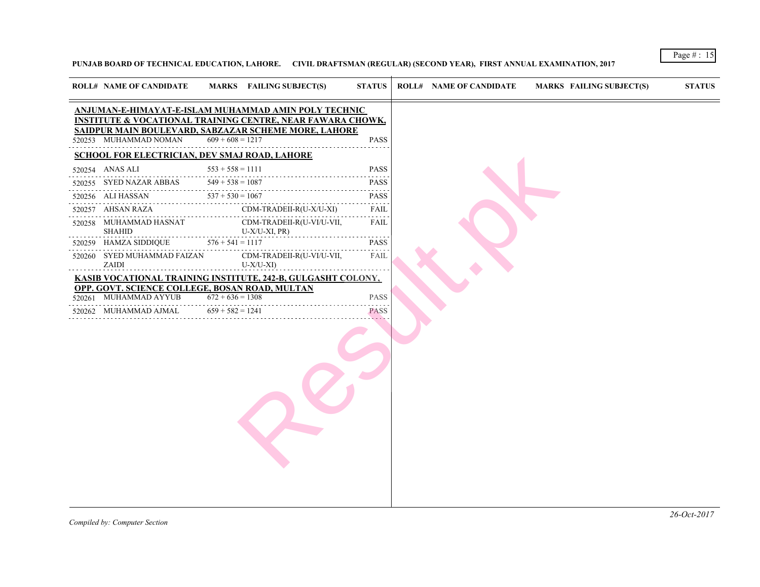**PUNJAB BOARD OF TECHNICAL EDUCATION, LAHORE. CIVIL DRAFTSMAN (REGULAR) (SECOND YEAR), FIRST ANNUAL EXAMINATION, 2017**

| ROLL# | NAME OF CANDIDATE | MARKS | FAILING SUBJECT(S) | STATUS |
|---|---|---|---|---|
| **ANJUMAN-E-HIMAYAT-E-ISLAM MUHAMMAD AMIN POLY TECHNIC INSTITUTE & VOCATIONAL TRAINING CENTRE, NEAR FAWARA CHOWK, SAIDPUR MAIN BOULEVARD, SABZAZAR SCHEME MORE, LAHORE** | | | | |
| 520253 | MUHAMMAD NOMAN | 609 + 608 = 1217 | | PASS |
| **SCHOOL FOR ELECTRICIAN, DEV SMAJ ROAD, LAHORE** | | | | |
| 520254 | ANAS ALI | 553 + 558 = 1111 | | PASS |
| 520255 | SYED NAZAR ABBAS | 549 + 538 = 1087 | | PASS |
| 520256 | ALI HASSAN | 537 + 530 = 1067 | | PASS |
| 520257 | AHSAN RAZA | | CDM-TRADEII-R(U-X/U-XI) | FAIL |
| 520258 | MUHAMMAD HASNAT SHAHID | | CDM-TRADEII-R(U-VI/U-VII, U-X/U-XI, PR) | FAIL |
| 520259 | HAMZA SIDDIQUE | 576 + 541 = 1117 | | PASS |
| 520260 | SYED MUHAMMAD FAIZAN ZAIDI | | CDM-TRADEII-R(U-VI/U-VII, U-X/U-XI) | FAIL |
| **KASIB VOCATIONAL TRAINING INSTITUTE, 242-B, GULGASHT COLONY, OPP. GOVT. SCIENCE COLLEGE, BOSAN ROAD, MULTAN** | | | | |
| 520261 | MUHAMMAD AYYUB | 672 + 636 = 1308 | | PASS |
| 520262 | MUHAMMAD AJMAL | 659 + 582 = 1241 | | PASS |

26-Oct-2017

*Compiled by: Computer Section*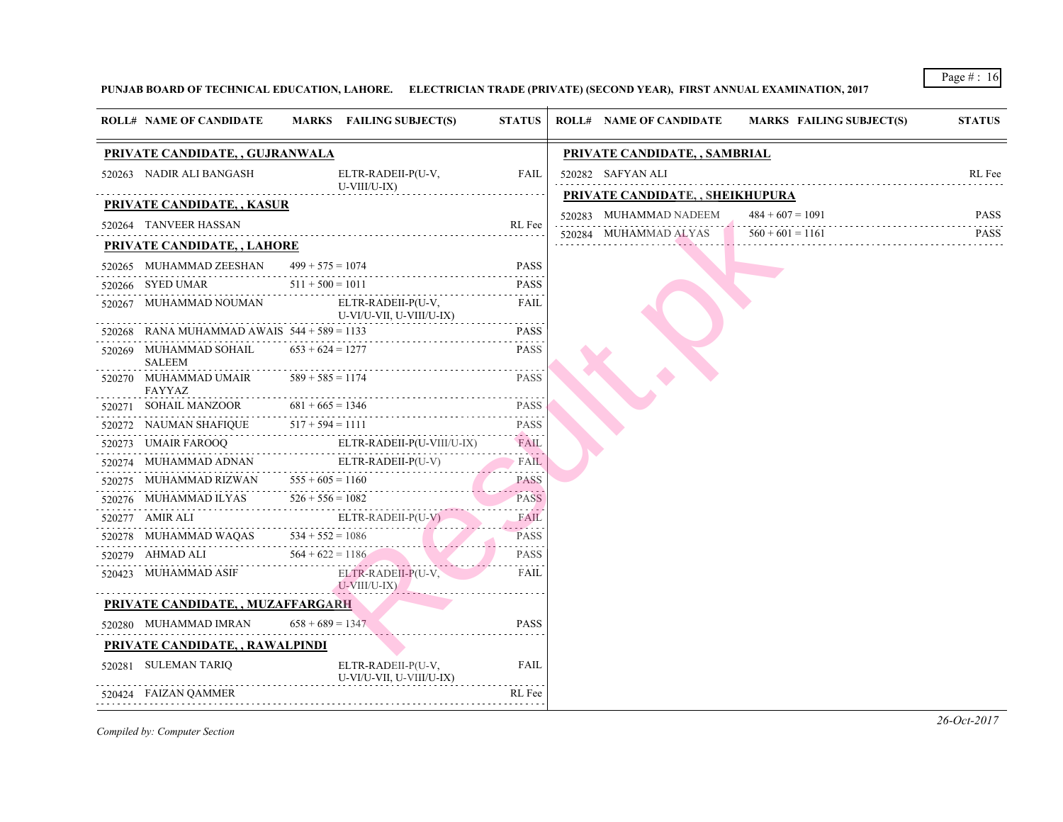**PUNJAB BOARD OF TECHNICAL EDUCATION, LAHORE. ELECTRICIAN TRADE (PRIVATE) (SECOND YEAR), FIRST ANNUAL EXAMINATION, 2017**

| ROLL# | NAME OF CANDIDATE | MARKS | FAILING SUBJECT(S) | STATUS |
|---|---|---|---|---|
| **PRIVATE CANDIDATE, , GUJRANWALA** | | | | |
| 520263 | NADIR ALI BANGASH | | ELTR-RADEII-P(U-V, U-VIII/U-IX) | FAIL |
| **PRIVATE CANDIDATE, , KASUR** | | | | |
| 520264 | TANVEER HASSAN | | | RL Fee |
| **PRIVATE CANDIDATE, , LAHORE** | | | | |
| 520265 | MUHAMMAD ZEESHAN | 499 + 575 = 1074 | | PASS |
| 520266 | SYED UMAR | 511 + 500 = 1011 | | PASS |
| 520267 | MUHAMMAD NOUMAN | | ELTR-RADEII-P(U-V, U-VI/U-VII, U-VIII/U-IX) | FAIL |
| 520268 | RANA MUHAMMAD AWAIS | 544 + 589 = 1133 | | PASS |
| 520269 | MUHAMMAD SOHAIL SALEEM | 653 + 624 = 1277 | | PASS |
| 520270 | MUHAMMAD UMAIR FAYYAZ | 589 + 585 = 1174 | | PASS |
| 520271 | SOHAIL MANZOOR | 681 + 665 = 1346 | | PASS |
| 520272 | NAUMAN SHAFIQUE | 517 + 594 = 1111 | | PASS |
| 520273 | UMAIR FAROOQ | | ELTR-RADEII-P(U-VIII/U-IX) | FAIL |
| 520274 | MUHAMMAD ADNAN | | ELTR-RADEII-P(U-V) | FAIL |
| 520275 | MUHAMMAD RIZWAN | 555 + 605 = 1160 | | PASS |
| 520276 | MUHAMMAD ILYAS | 526 + 556 = 1082 | | PASS |
| 520277 | AMIR ALI | | ELTR-RADEII-P(U-V) | FAIL |
| 520278 | MUHAMMAD WAQAS | 534 + 552 = 1086 | | PASS |
| 520279 | AHMAD ALI | 564 + 622 = 1186 | | PASS |
| 520423 | MUHAMMAD ASIF | | ELTR-RADEII-P(U-V, U-VIII/U-IX) | FAIL |
| **PRIVATE CANDIDATE, , MUZAFFARGARH** | | | | |
| 520280 | MUHAMMAD IMRAN | 658 + 689 = 1347 | | PASS |
| **PRIVATE CANDIDATE, , RAWALPINDI** | | | | |
| 520281 | SULEMAN TARIQ | | ELTR-RADEII-P(U-V, U-VI/U-VII, U-VIII/U-IX) | FAIL |
| 520424 | FAIZAN QAMMER | | | RL Fee |
| **PRIVATE CANDIDATE, , SAMBRIAL** | | | | |
| 520282 | SAFYAN ALI | | | RL Fee |
| **PRIVATE CANDIDATE, , SHEIKHUPURA** | | | | |
| 520283 | MUHAMMAD NADEEM | 484 + 607 = 1091 | | PASS |
| 520284 | MUHAMMAD ALYAS | 560 + 601 = 1161 | | PASS |

*Compiled by: Computer Section*

*26-Oct-2017*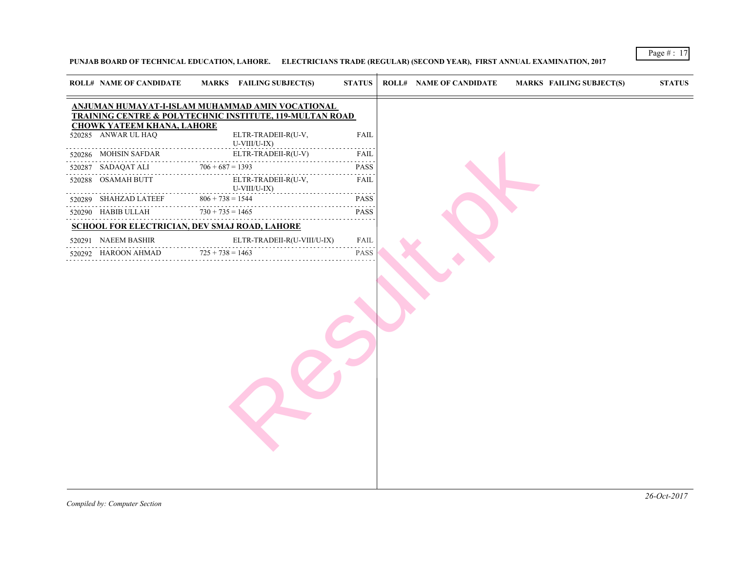**PUNJAB BOARD OF TECHNICAL EDUCATION, LAHORE. ELECTRICIANS TRADE (REGULAR) (SECOND YEAR), FIRST ANNUAL EXAMINATION, 2017**

| ROLL# | NAME OF CANDIDATE | MARKS | FAILING SUBJECT(S) | STATUS |
|---|---|---|---|---|
| **ANJUMAN HUMAYAT-I-ISLAM MUHAMMAD AMIN VOCATIONAL TRAINING CENTRE & POLYTECHNIC INSTITUTE, 119-MULTAN ROAD CHOWK YATEEM KHANA, LAHORE** | | | | |
| 520285 | ANWAR UL HAQ | | ELTR-TRADEII-R(U-V, U-VIII/U-IX) | FAIL |
| 520286 | MOHSIN SAFDAR | | ELTR-TRADEII-R(U-V) | FAIL |
| 520287 | SADAQAT ALI | 706 + 687 = 1393 | | PASS |
| 520288 | OSAMAH BUTT | | ELTR-TRADEII-R(U-V, U-VIII/U-IX) | FAIL |
| 520289 | SHAHZAD LATEEF | 806 + 738 = 1544 | | PASS |
| 520290 | HABIB ULLAH | 730 + 735 = 1465 | | PASS |
| **SCHOOL FOR ELECTRICIAN, DEV SMAJ ROAD, LAHORE** | | | | |
| 520291 | NAEEM BASHIR | | ELTR-TRADEII-R(U-VIII/U-IX) | FAIL |
| 520292 | HAROON AHMAD | 725 + 738 = 1463 | | PASS |

*Compiled by: Computer Section*

*26-Oct-2017*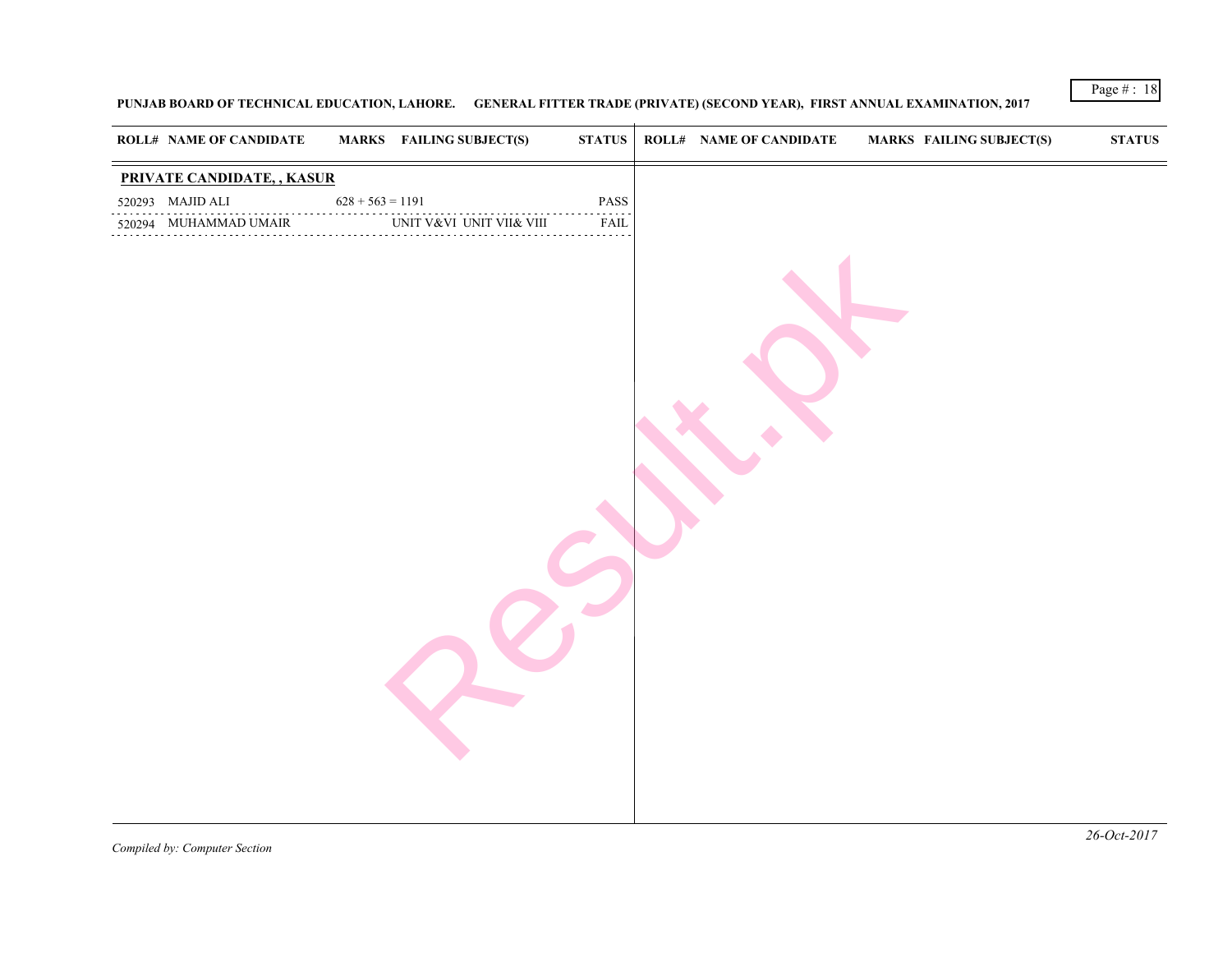**PUNJAB BOARD OF TECHNICAL EDUCATION, LAHORE. GENERAL FITTER TRADE (PRIVATE) (SECOND YEAR), FIRST ANNUAL EXAMINATION, 2017**

| ROLL# | NAME OF CANDIDATE | MARKS | FAILING SUBJECT(S) | STATUS |
|---|---|---|---|---|
| **PRIVATE CANDIDATE, , KASUR** | | | | |
| 520293 | MAJID ALI | 628 + 563 = 1191 | | PASS |
| 520294 | MUHAMMAD UMAIR | | UNIT V&VI UNIT VII& VIII | FAIL |

*Compiled by: Computer Section*

*26-Oct-2017*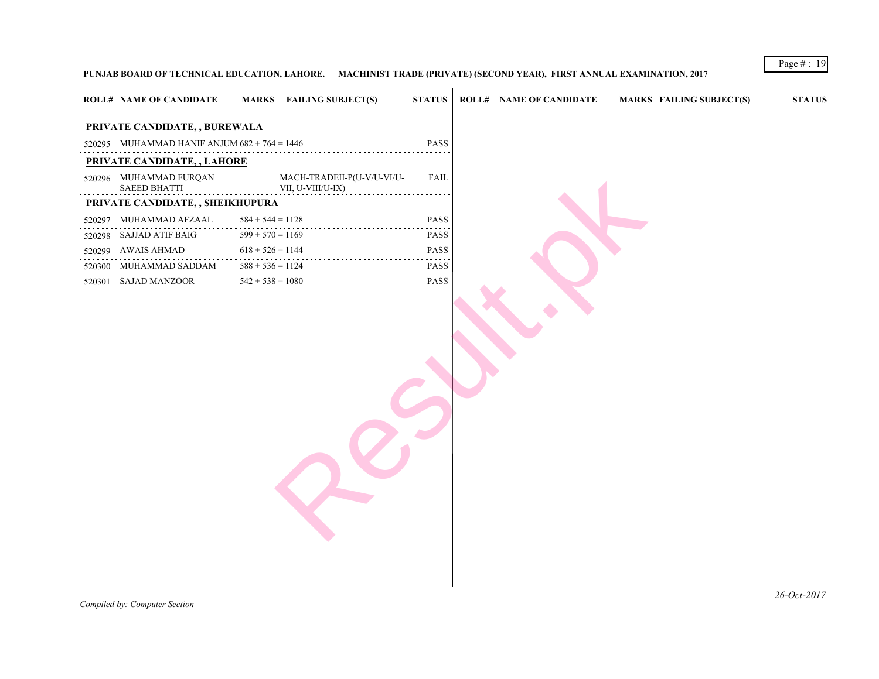**PUNJAB BOARD OF TECHNICAL EDUCATION, LAHORE. MACHINIST TRADE (PRIVATE) (SECOND YEAR), FIRST ANNUAL EXAMINATION, 2017**

| ROLL# | NAME OF CANDIDATE | MARKS | FAILING SUBJECT(S) | STATUS |
|---|---|---|---|---|
| **PRIVATE CANDIDATE, , BUREWALA** | | | | |
| 520295 | MUHAMMAD HANIF ANJUM | 682 + 764 = 1446 | | PASS |
| **PRIVATE CANDIDATE, , LAHORE** | | | | |
| 520296 | MUHAMMAD FURQAN SAEED BHATTI | | MACH-TRADEII-P(U-V/U-VI/U-VII, U-VIII/U-IX) | FAIL |
| **PRIVATE CANDIDATE, , SHEIKHUPURA** | | | | |
| 520297 | MUHAMMAD AFZAAL | 584 + 544 = 1128 | | PASS |
| 520298 | SAJJAD ATIF BAIG | 599 + 570 = 1169 | | PASS |
| 520299 | AWAIS AHMAD | 618 + 526 = 1144 | | PASS |
| 520300 | MUHAMMAD SADDAM | 588 + 536 = 1124 | | PASS |
| 520301 | SAJAD MANZOOR | 542 + 538 = 1080 | | PASS |

*Compiled by: Computer Section*

*26-Oct-2017*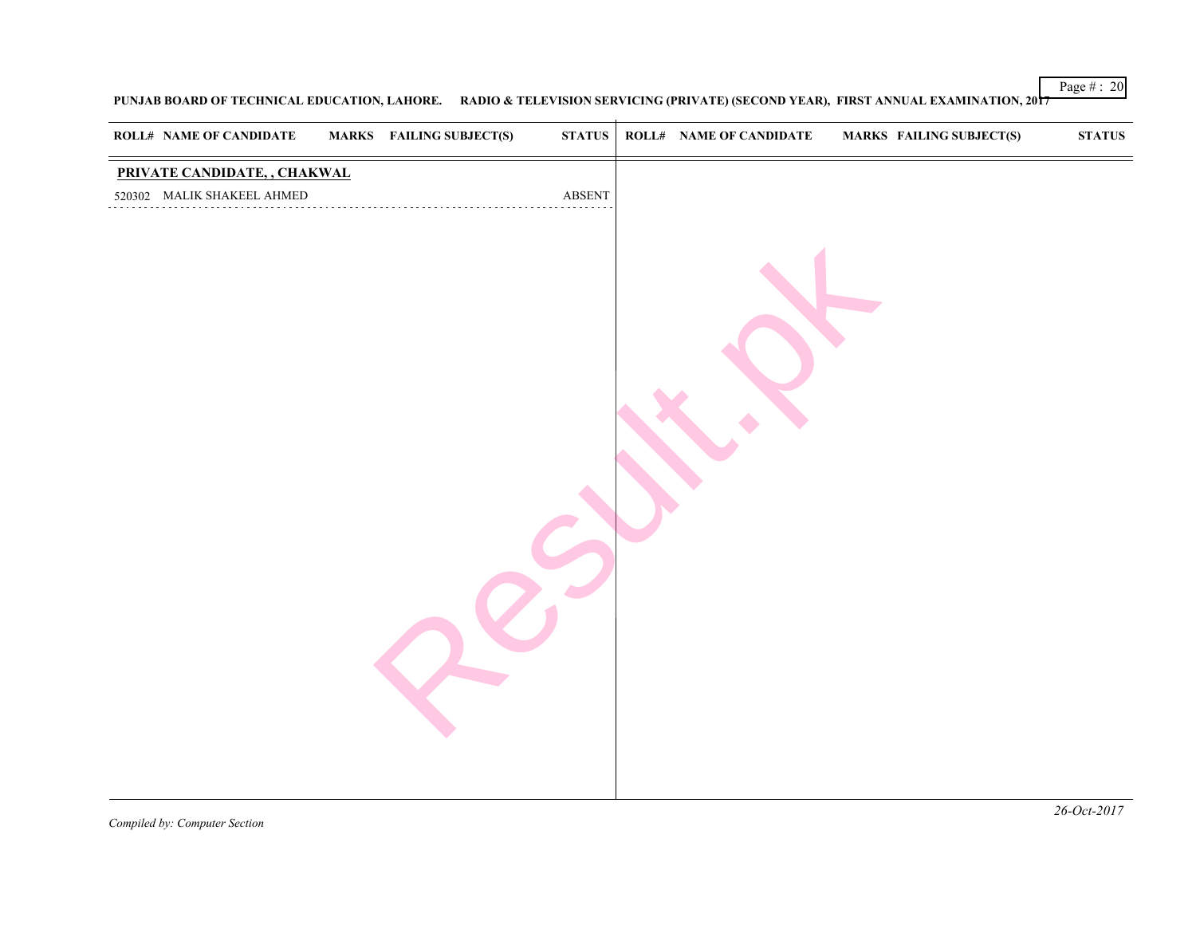**PUNJAB BOARD OF TECHNICAL EDUCATION, LAHORE. RADIO & TELEVISION SERVICING (PRIVATE) (SECOND YEAR), FIRST ANNUAL EXAMINATION, 2017**

| ROLL# | NAME OF CANDIDATE | MARKS | FAILING SUBJECT(S) | STATUS |
|---|---|---|---|---|
| **PRIVATE CANDIDATE, , CHAKWAL** | | | | |
| 520302 | MALIK SHAKEEL AHMED | | | ABSENT |

*Compiled by: Computer Section*

*26-Oct-2017*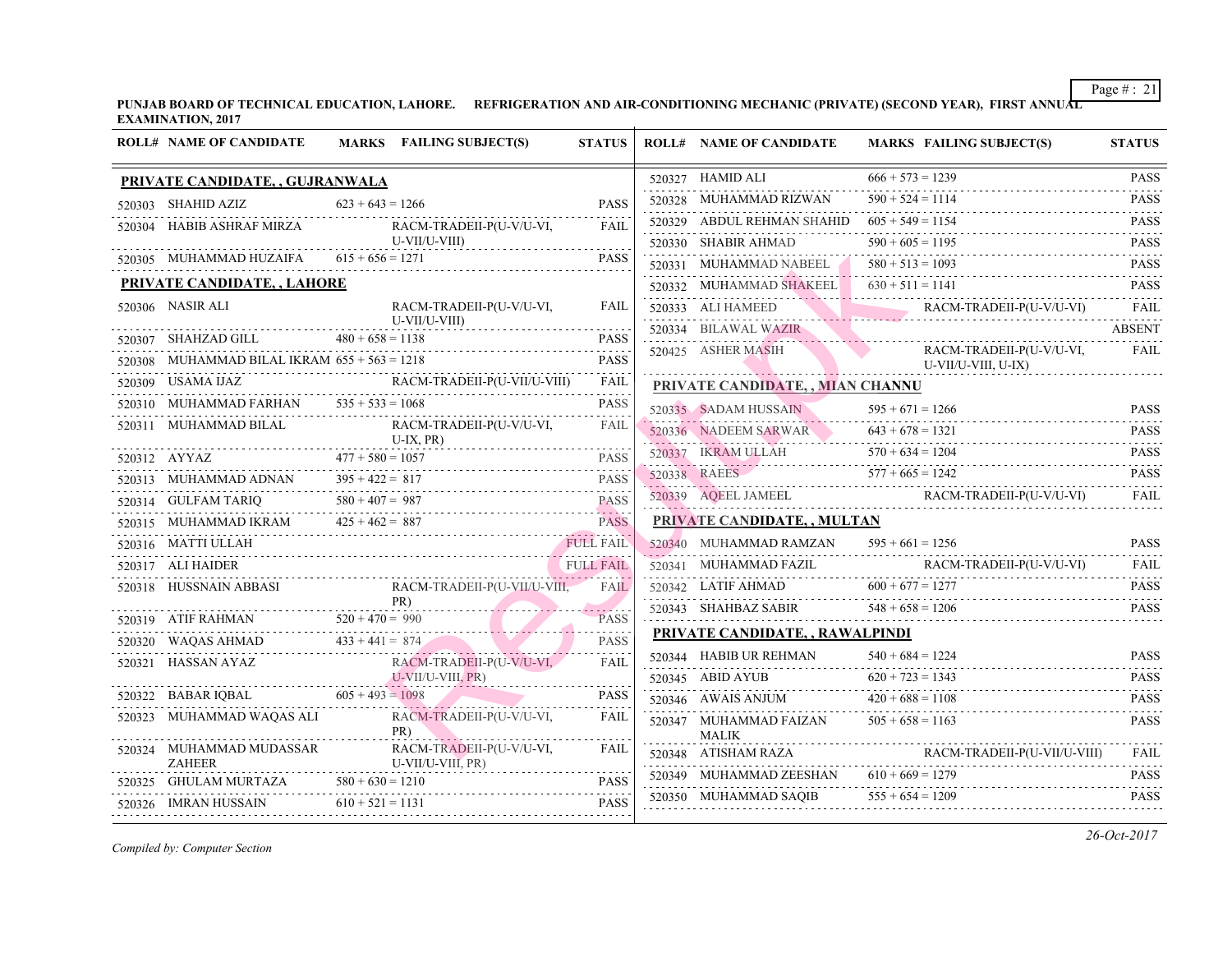PUNJAB BOARD OF TECHNICAL EDUCATION, LAHORE. REFRIGERATION AND AIR-CONDITIONING MECHANIC (PRIVATE) (SECOND YEAR), FIRST ANNUAL EXAMINATION, 2017

| ROLL# | NAME OF CANDIDATE | MARKS | FAILING SUBJECT(S) | STATUS |
|---|---|---|---|---|
| **PRIVATE CANDIDATE, , GUJRANWALA** | | | | |
| 520303 | SHAHID AZIZ | 623 + 643 = 1266 | | PASS |
| 520304 | HABIB ASHRAF MIRZA | | RACM-TRADEII-P(U-V/U-VI, U-VII/U-VIII) | FAIL |
| 520305 | MUHAMMAD HUZAIFA | 615 + 656 = 1271 | | PASS |
| **PRIVATE CANDIDATE, , LAHORE** | | | | |
| 520306 | NASIR ALI | | RACM-TRADEII-P(U-V/U-VI, U-VII/U-VIII) | FAIL |
| 520307 | SHAHZAD GILL | 480 + 658 = 1138 | | PASS |
| 520308 | MUHAMMAD BILAL IKRAM | 655 + 563 = 1218 | | PASS |
| 520309 | USAMA IJAZ | | RACM-TRADEII-P(U-VII/U-VIII) | FAIL |
| 520310 | MUHAMMAD FARHAN | 535 + 533 = 1068 | | PASS |
| 520311 | MUHAMMAD BILAL | | RACM-TRADEII-P(U-V/U-VI, U-IX, PR) | FAIL |
| 520312 | AYYAZ | 477 + 580 = 1057 | | PASS |
| 520313 | MUHAMMAD ADNAN | 395 + 422 = 817 | | PASS |
| 520314 | GULFAM TARIQ | 580 + 407 = 987 | | PASS |
| 520315 | MUHAMMAD IKRAM | 425 + 462 = 887 | | PASS |
| 520316 | MATTI ULLAH | | | FULL FAIL |
| 520317 | ALI HAIDER | | | FULL FAIL |
| 520318 | HUSSNAIN ABBASI | | RACM-TRADEII-P(U-VII/U-VIII, PR) | FAIL |
| 520319 | ATIF RAHMAN | 520 + 470 = 990 | | PASS |
| 520320 | WAQAS AHMAD | 433 + 441 = 874 | | PASS |
| 520321 | HASSAN AYAZ | | RACM-TRADEII-P(U-V/U-VI, U-VII/U-VIII, PR) | FAIL |
| 520322 | BABAR IQBAL | 605 + 493 = 1098 | | PASS |
| 520323 | MUHAMMAD WAQAS ALI | | RACM-TRADEII-P(U-V/U-VI, PR) | FAIL |
| 520324 | MUHAMMAD MUDASSAR ZAHEER | | RACM-TRADEII-P(U-V/U-VI, U-VII/U-VIII, PR) | FAIL |
| 520325 | GHULAM MURTAZA | 580 + 630 = 1210 | | PASS |
| 520326 | IMRAN HUSSAIN | 610 + 521 = 1131 | | PASS |
| 520327 | HAMID ALI | 666 + 573 = 1239 | | PASS |
| 520328 | MUHAMMAD RIZWAN | 590 + 524 = 1114 | | PASS |
| 520329 | ABDUL REHMAN SHAHID | 605 + 549 = 1154 | | PASS |
| 520330 | SHABIR AHMAD | 590 + 605 = 1195 | | PASS |
| 520331 | MUHAMMAD NABEEL | 580 + 513 = 1093 | | PASS |
| 520332 | MUHAMMAD SHAKEEL | 630 + 511 = 1141 | | PASS |
| 520333 | ALI HAMEED | | RACM-TRADEII-P(U-V/U-VI) | FAIL |
| 520334 | BILAWAL WAZIR | | | ABSENT |
| 520425 | ASHER MASIH | | RACM-TRADEII-P(U-V/U-VI, U-VII/U-VIII, U-IX) | FAIL |
| **PRIVATE CANDIDATE, , MIAN CHANNU** | | | | |
| 520335 | SADAM HUSSAIN | 595 + 671 = 1266 | | PASS |
| 520336 | NADEEM SARWAR | 643 + 678 = 1321 | | PASS |
| 520337 | IKRAM ULLAH | 570 + 634 = 1204 | | PASS |
| 520338 | RAEES | 577 + 665 = 1242 | | PASS |
| 520339 | AQEEL JAMEEL | | RACM-TRADEII-P(U-V/U-VI) | FAIL |
| **PRIVATE CANDIDATE, , MULTAN** | | | | |
| 520340 | MUHAMMAD RAMZAN | 595 + 661 = 1256 | | PASS |
| 520341 | MUHAMMAD FAZIL | | RACM-TRADEII-P(U-V/U-VI) | FAIL |
| 520342 | LATIF AHMAD | 600 + 677 = 1277 | | PASS |
| 520343 | SHAHBAZ SABIR | 548 + 658 = 1206 | | PASS |
| **PRIVATE CANDIDATE, , RAWALPINDI** | | | | |
| 520344 | HABIB UR REHMAN | 540 + 684 = 1224 | | PASS |
| 520345 | ABID AYUB | 620 + 723 = 1343 | | PASS |
| 520346 | AWAIS ANJUM | 420 + 688 = 1108 | | PASS |
| 520347 | MUHAMMAD FAIZAN MALIK | 505 + 658 = 1163 | | PASS |
| 520348 | ATISHAM RAZA | | RACM-TRADEII-P(U-VII/U-VIII) | FAIL |
| 520349 | MUHAMMAD ZEESHAN | 610 + 669 = 1279 | | PASS |
| 520350 | MUHAMMAD SAQIB | 555 + 654 = 1209 | | PASS |

*Compiled by: Computer Section*

*26-Oct-2017*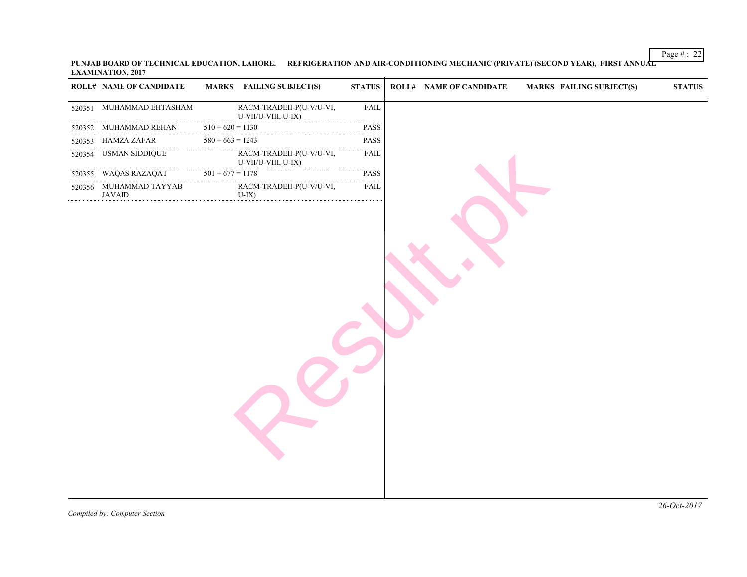**PUNJAB BOARD OF TECHNICAL EDUCATION, LAHORE. REFRIGERATION AND AIR-CONDITIONING MECHANIC (PRIVATE) (SECOND YEAR), FIRST ANNUAL EXAMINATION, 2017**

| ROLL# | NAME OF CANDIDATE | MARKS | FAILING SUBJECT(S) | STATUS |
|---|---|---|---|---|
| 520351 | MUHAMMAD EHTASHAM | | RACM-TRADEII-P(U-V/U-VI, U-VII/U-VIII, U-IX) | FAIL |
| 520352 | MUHAMMAD REHAN | 510 + 620 = 1130 | | PASS |
| 520353 | HAMZA ZAFAR | 580 + 663 = 1243 | | PASS |
| 520354 | USMAN SIDDIQUE | | RACM-TRADEII-P(U-V/U-VI, U-VII/U-VIII, U-IX) | FAIL |
| 520355 | WAQAS RAZAQAT | 501 + 677 = 1178 | | PASS |
| 520356 | MUHAMMAD TAYYAB JAVAID | | RACM-TRADEII-P(U-V/U-VI, U-IX) | FAIL |

*Compiled by: Computer Section*

*26-Oct-2017*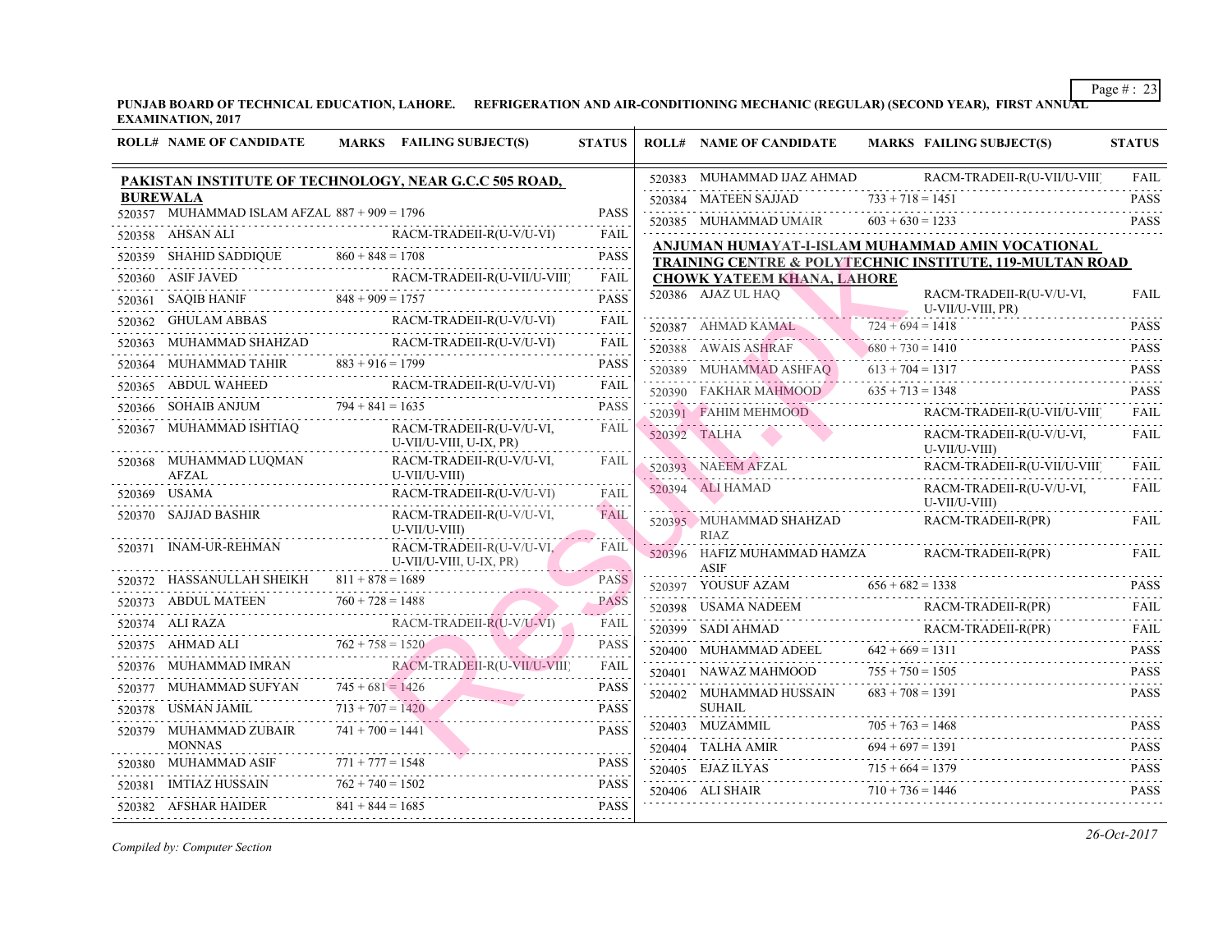**PUNJAB BOARD OF TECHNICAL EDUCATION, LAHORE. REFRIGERATION AND AIR-CONDITIONING MECHANIC (REGULAR) (SECOND YEAR), FIRST ANNUAL EXAMINATION, 2017**

| ROLL# | NAME OF CANDIDATE | MARKS | FAILING SUBJECT(S) | STATUS |
|---|---|---|---|---|
| **PAKISTAN INSTITUTE OF TECHNOLOGY, NEAR G.C.C 505 ROAD, BUREWALA** | | | | |
| 520357 | MUHAMMAD ISLAM AFZAL | 887 + 909 = 1796 | | PASS |
| 520358 | AHSAN ALI | | RACM-TRADEII-R(U-V/U-VI) | FAIL |
| 520359 | SHAHID SADDIQUE | 860 + 848 = 1708 | | PASS |
| 520360 | ASIF JAVED | | RACM-TRADEII-R(U-VII/U-VIII) | FAIL |
| 520361 | SAQIB HANIF | 848 + 909 = 1757 | | PASS |
| 520362 | GHULAM ABBAS | | RACM-TRADEII-R(U-V/U-VI) | FAIL |
| 520363 | MUHAMMAD SHAHZAD | | RACM-TRADEII-R(U-V/U-VI) | FAIL |
| 520364 | MUHAMMAD TAHIR | 883 + 916 = 1799 | | PASS |
| 520365 | ABDUL WAHEED | | RACM-TRADEII-R(U-V/U-VI) | FAIL |
| 520366 | SOHAIB ANJUM | 794 + 841 = 1635 | | PASS |
| 520367 | MUHAMMAD ISHTIAQ | | RACM-TRADEII-R(U-V/U-VI, U-VII/U-VIII, U-IX, PR) | FAIL |
| 520368 | MUHAMMAD LUQMAN AFZAL | | RACM-TRADEII-R(U-V/U-VI, U-VII/U-VIII) | FAIL |
| 520369 | USAMA | | RACM-TRADEII-R(U-V/U-VI) | FAIL |
| 520370 | SAJJAD BASHIR | | RACM-TRADEII-R(U-V/U-VI, U-VII/U-VIII) | FAIL |
| 520371 | INAM-UR-REHMAN | | RACM-TRADEII-R(U-V/U-VI, U-VII/U-VIII, U-IX, PR) | FAIL |
| 520372 | HASSANULLAH SHEIKH | 811 + 878 = 1689 | | PASS |
| 520373 | ABDUL MATEEN | 760 + 728 = 1488 | | PASS |
| 520374 | ALI RAZA | | RACM-TRADEII-R(U-V/U-VI) | FAIL |
| 520375 | AHMAD ALI | 762 + 758 = 1520 | | PASS |
| 520376 | MUHAMMAD IMRAN | | RACM-TRADEII-R(U-VII/U-VIII) | FAIL |
| 520377 | MUHAMMAD SUFYAN | 745 + 681 = 1426 | | PASS |
| 520378 | USMAN JAMIL | 713 + 707 = 1420 | | PASS |
| 520379 | MUHAMMAD ZUBAIR MONNAS | 741 + 700 = 1441 | | PASS |
| 520380 | MUHAMMAD ASIF | 771 + 777 = 1548 | | PASS |
| 520381 | IMTIAZ HUSSAIN | 762 + 740 = 1502 | | PASS |
| 520382 | AFSHAR HAIDER | 841 + 844 = 1685 | | PASS |
| 520383 | MUHAMMAD IJAZ AHMAD | | RACM-TRADEII-R(U-VII/U-VIII) | FAIL |
| 520384 | MATEEN SAJJAD | 733 + 718 = 1451 | | PASS |
| 520385 | MUHAMMAD UMAIR | 603 + 630 = 1233 | | PASS |
| **ANJUMAN HUMAYAT-I-ISLAM MUHAMMAD AMIN VOCATIONAL TRAINING CENTRE & POLYTECHNIC INSTITUTE, 119-MULTAN ROAD CHOWK YATEEM KHANA, LAHORE** | | | | |
| 520386 | AJAZ UL HAQ | | RACM-TRADEII-R(U-V/U-VI, U-VII/U-VIII, PR) | FAIL |
| 520387 | AHMAD KAMAL | 724 + 694 = 1418 | | PASS |
| 520388 | AWAIS ASHRAF | 680 + 730 = 1410 | | PASS |
| 520389 | MUHAMMAD ASHFAQ | 613 + 704 = 1317 | | PASS |
| 520390 | FAKHAR MAHMOOD | 635 + 713 = 1348 | | PASS |
| 520391 | FAHIM MEHMOOD | | RACM-TRADEII-R(U-VII/U-VIII) | FAIL |
| 520392 | TALHA | | RACM-TRADEII-R(U-V/U-VI, U-VII/U-VIII) | FAIL |
| 520393 | NAEEM AFZAL | | RACM-TRADEII-R(U-VII/U-VIII) | FAIL |
| 520394 | ALI HAMAD | | RACM-TRADEII-R(U-V/U-VI, U-VII/U-VIII) | FAIL |
| 520395 | MUHAMMAD SHAHZAD RIAZ | | RACM-TRADEII-R(PR) | FAIL |
| 520396 | HAFIZ MUHAMMAD HAMZA ASIF | | RACM-TRADEII-R(PR) | FAIL |
| 520397 | YOUSUF AZAM | 656 + 682 = 1338 | | PASS |
| 520398 | USAMA NADEEM | | RACM-TRADEII-R(PR) | FAIL |
| 520399 | SADI AHMAD | | RACM-TRADEII-R(PR) | FAIL |
| 520400 | MUHAMMAD ADEEL | 642 + 669 = 1311 | | PASS |
| 520401 | NAWAZ MAHMOOD | 755 + 750 = 1505 | | PASS |
| 520402 | MUHAMMAD HUSSAIN SUHAIL | 683 + 708 = 1391 | | PASS |
| 520403 | MUZAMMIL | 705 + 763 = 1468 | | PASS |
| 520404 | TALHA AMIR | 694 + 697 = 1391 | | PASS |
| 520405 | EJAZ ILYAS | 715 + 664 = 1379 | | PASS |
| 520406 | ALI SHAIR | 710 + 736 = 1446 | | PASS |

*Compiled by: Computer Section*

*26-Oct-2017*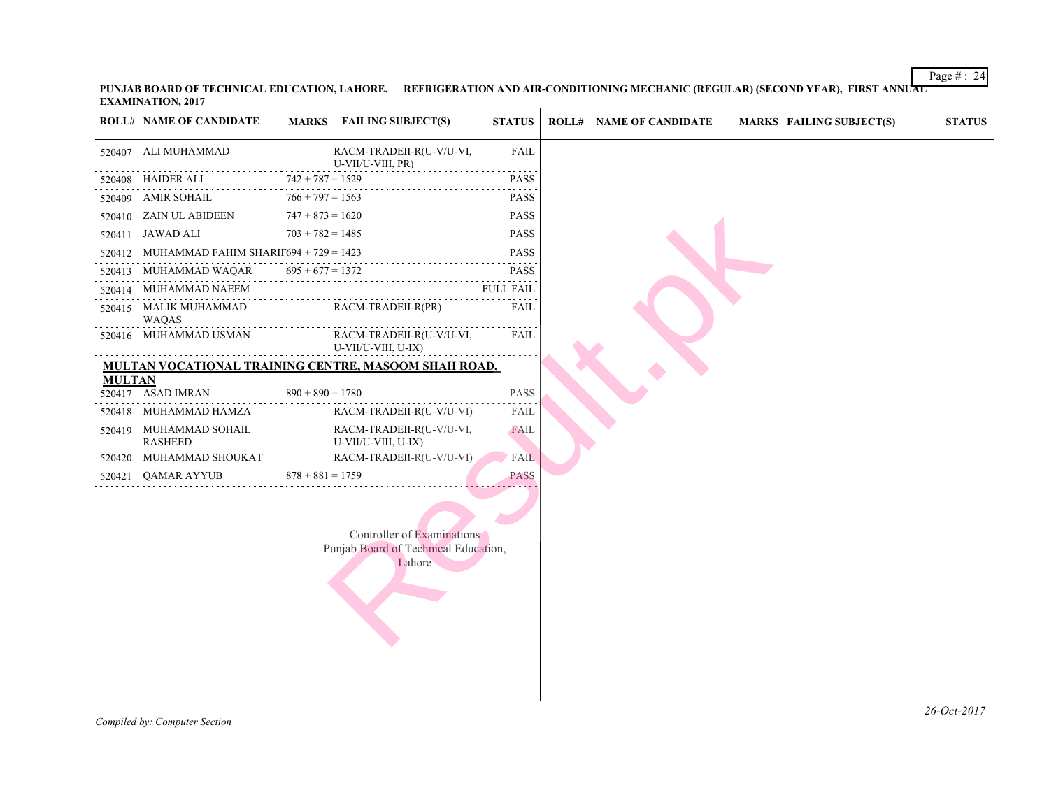**PUNJAB BOARD OF TECHNICAL EDUCATION, LAHORE. REFRIGERATION AND AIR-CONDITIONING MECHANIC (REGULAR) (SECOND YEAR), FIRST ANNUAL EXAMINATION, 2017**

| ROLL# | NAME OF CANDIDATE | MARKS | FAILING SUBJECT(S) | STATUS |
|---|---|---|---|---|
| 520407 | ALI MUHAMMAD | | RACM-TRADEII-R(U-V/U-VI, U-VII/U-VIII, PR) | FAIL |
| 520408 | HAIDER ALI | 742 + 787 = 1529 | | PASS |
| 520409 | AMIR SOHAIL | 766 + 797 = 1563 | | PASS |
| 520410 | ZAIN UL ABIDEEN | 747 + 873 = 1620 | | PASS |
| 520411 | JAWAD ALI | 703 + 782 = 1485 | | PASS |
| 520412 | MUHAMMAD FAHIM SHARIF | 694 + 729 = 1423 | | PASS |
| 520413 | MUHAMMAD WAQAR | 695 + 677 = 1372 | | PASS |
| 520414 | MUHAMMAD NAEEM | | | FULL FAIL |
| 520415 | MALIK MUHAMMAD WAQAS | | RACM-TRADEII-R(PR) | FAIL |
| 520416 | MUHAMMAD USMAN | | RACM-TRADEII-R(U-V/U-VI, U-VII/U-VIII, U-IX) | FAIL |

**MULTAN VOCATIONAL TRAINING CENTRE, MASOOM SHAH ROAD, MULTAN**

| ROLL# | NAME OF CANDIDATE | MARKS | FAILING SUBJECT(S) | STATUS |
|---|---|---|---|---|
| 520417 | ASAD IMRAN | 890 + 890 = 1780 | | PASS |
| 520418 | MUHAMMAD HAMZA | | RACM-TRADEII-R(U-V/U-VI) | FAIL |
| 520419 | MUHAMMAD SOHAIL RASHEED | | RACM-TRADEII-R(U-V/U-VI, U-VII/U-VIII, U-IX) | FAIL |
| 520420 | MUHAMMAD SHOUKAT | | RACM-TRADEII-R(U-V/U-VI) | FAIL |
| 520421 | QAMAR AYYUB | 878 + 881 = 1759 | | PASS |

Controller of Examinations
Punjab Board of Technical Education,
Lahore

*Compiled by: Computer Section*

*26-Oct-2017*